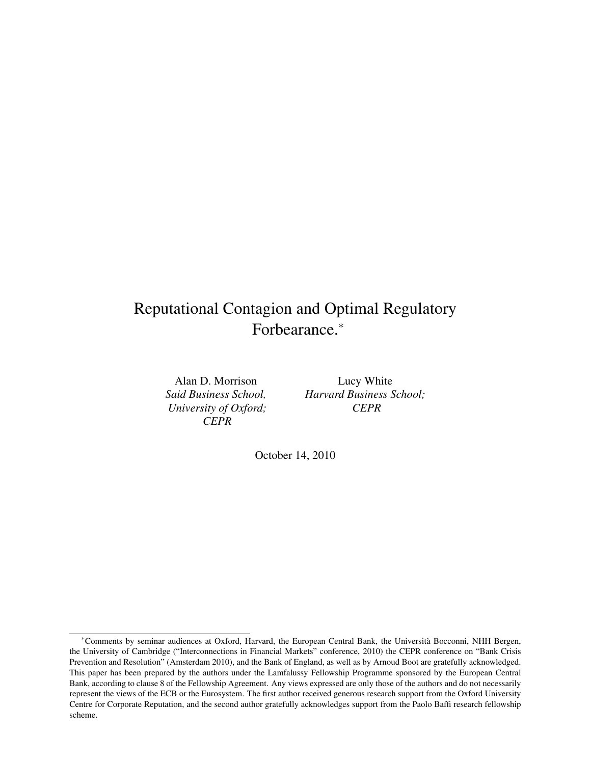# Reputational Contagion and Optimal Regulatory Forbearance.*

Alan D. Morrison
*Said Business School,*
*University of Oxford;*
*CEPR*

Lucy White
*Harvard Business School;*
*CEPR*

October 14, 2010

*Comments by seminar audiences at Oxford, Harvard, the European Central Bank, the Università Bocconni, NHH Bergen, the University of Cambridge ("Interconnections in Financial Markets" conference, 2010) the CEPR conference on "Bank Crisis Prevention and Resolution" (Amsterdam 2010), and the Bank of England, as well as by Arnoud Boot are gratefully acknowledged. This paper has been prepared by the authors under the Lamfalussy Fellowship Programme sponsored by the European Central Bank, according to clause 8 of the Fellowship Agreement. Any views expressed are only those of the authors and do not necessarily represent the views of the ECB or the Eurosystem. The first author received generous research support from the Oxford University Centre for Corporate Reputation, and the second author gratefully acknowledges support from the Paolo Baffi research fellowship scheme.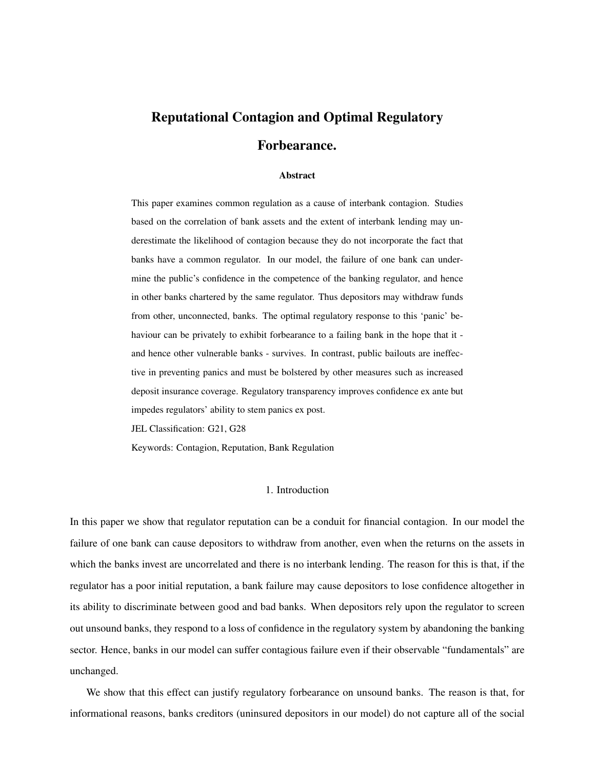# Reputational Contagion and Optimal Regulatory Forbearance.

### Abstract

This paper examines common regulation as a cause of interbank contagion. Studies based on the correlation of bank assets and the extent of interbank lending may underestimate the likelihood of contagion because they do not incorporate the fact that banks have a common regulator. In our model, the failure of one bank can undermine the public's confidence in the competence of the banking regulator, and hence in other banks chartered by the same regulator. Thus depositors may withdraw funds from other, unconnected, banks. The optimal regulatory response to this 'panic' behaviour can be privately to exhibit forbearance to a failing bank in the hope that it - and hence other vulnerable banks - survives. In contrast, public bailouts are ineffective in preventing panics and must be bolstered by other measures such as increased deposit insurance coverage. Regulatory transparency improves confidence ex ante but impedes regulators' ability to stem panics ex post.

JEL Classification: G21, G28

Keywords: Contagion, Reputation, Bank Regulation

## 1. Introduction

In this paper we show that regulator reputation can be a conduit for financial contagion. In our model the failure of one bank can cause depositors to withdraw from another, even when the returns on the assets in which the banks invest are uncorrelated and there is no interbank lending. The reason for this is that, if the regulator has a poor initial reputation, a bank failure may cause depositors to lose confidence altogether in its ability to discriminate between good and bad banks. When depositors rely upon the regulator to screen out unsound banks, they respond to a loss of confidence in the regulatory system by abandoning the banking sector. Hence, banks in our model can suffer contagious failure even if their observable "fundamentals" are unchanged.

We show that this effect can justify regulatory forbearance on unsound banks. The reason is that, for informational reasons, banks creditors (uninsured depositors in our model) do not capture all of the social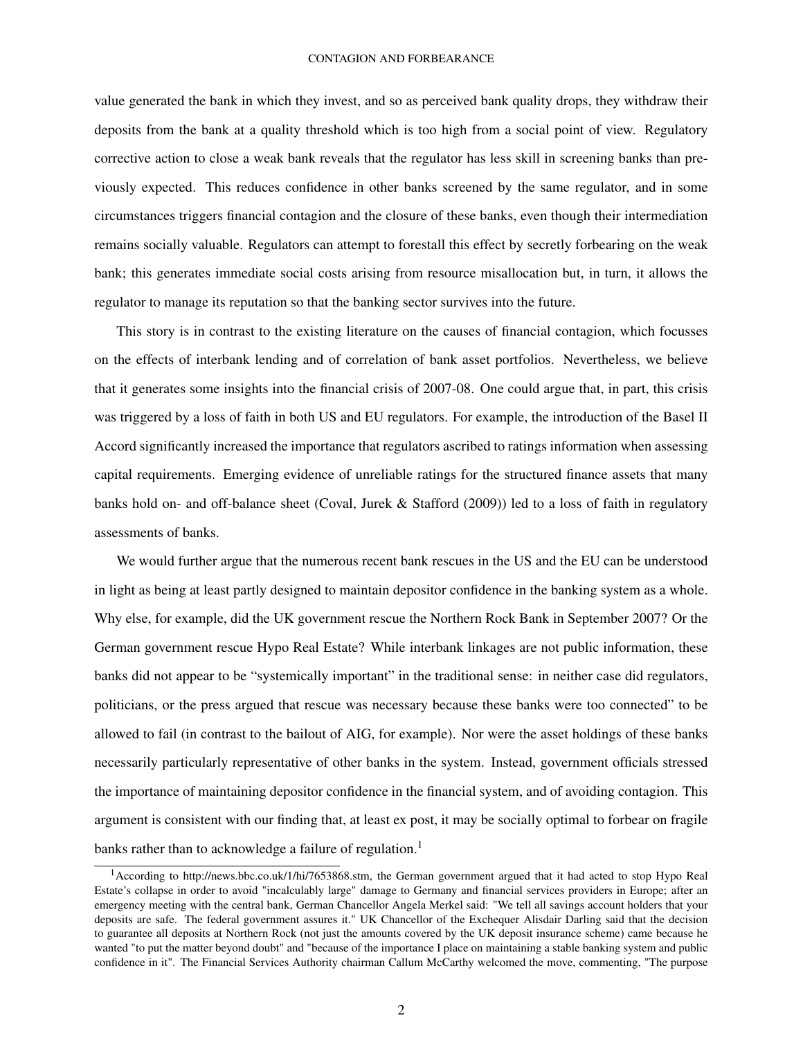value generated the bank in which they invest, and so as perceived bank quality drops, they withdraw their deposits from the bank at a quality threshold which is too high from a social point of view. Regulatory corrective action to close a weak bank reveals that the regulator has less skill in screening banks than previously expected. This reduces confidence in other banks screened by the same regulator, and in some circumstances triggers financial contagion and the closure of these banks, even though their intermediation remains socially valuable. Regulators can attempt to forestall this effect by secretly forbearing on the weak bank; this generates immediate social costs arising from resource misallocation but, in turn, it allows the regulator to manage its reputation so that the banking sector survives into the future.

This story is in contrast to the existing literature on the causes of financial contagion, which focusses on the effects of interbank lending and of correlation of bank asset portfolios. Nevertheless, we believe that it generates some insights into the financial crisis of 2007-08. One could argue that, in part, this crisis was triggered by a loss of faith in both US and EU regulators. For example, the introduction of the Basel II Accord significantly increased the importance that regulators ascribed to ratings information when assessing capital requirements. Emerging evidence of unreliable ratings for the structured finance assets that many banks hold on- and off-balance sheet (Coval, Jurek & Stafford (2009)) led to a loss of faith in regulatory assessments of banks.

We would further argue that the numerous recent bank rescues in the US and the EU can be understood in light as being at least partly designed to maintain depositor confidence in the banking system as a whole. Why else, for example, did the UK government rescue the Northern Rock Bank in September 2007? Or the German government rescue Hypo Real Estate? While interbank linkages are not public information, these banks did not appear to be "systemically important" in the traditional sense: in neither case did regulators, politicians, or the press argued that rescue was necessary because these banks were too connected" to be allowed to fail (in contrast to the bailout of AIG, for example). Nor were the asset holdings of these banks necessarily particularly representative of other banks in the system. Instead, government officials stressed the importance of maintaining depositor confidence in the financial system, and of avoiding contagion. This argument is consistent with our finding that, at least ex post, it may be socially optimal to forbear on fragile banks rather than to acknowledge a failure of regulation.[1]

[1]According to http://news.bbc.co.uk/1/hi/7653868.stm, the German government argued that it had acted to stop Hypo Real Estate's collapse in order to avoid "incalculably large" damage to Germany and financial services providers in Europe; after an emergency meeting with the central bank, German Chancellor Angela Merkel said: "We tell all savings account holders that your deposits are safe. The federal government assures it." UK Chancellor of the Exchequer Alisdair Darling said that the decision to guarantee all deposits at Northern Rock (not just the amounts covered by the UK deposit insurance scheme) came because he wanted "to put the matter beyond doubt" and "because of the importance I place on maintaining a stable banking system and public confidence in it". The Financial Services Authority chairman Callum McCarthy welcomed the move, commenting, "The purpose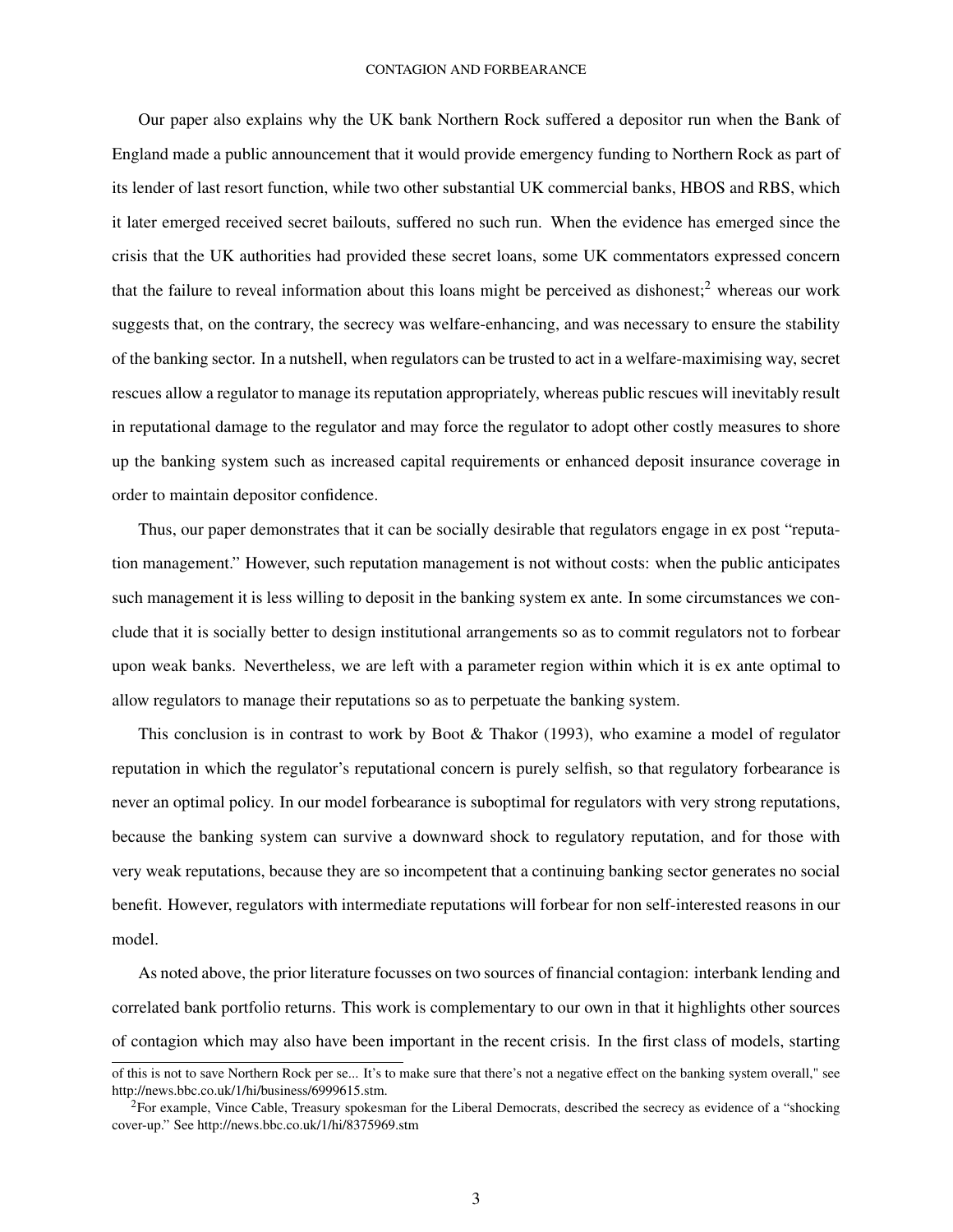Our paper also explains why the UK bank Northern Rock suffered a depositor run when the Bank of England made a public announcement that it would provide emergency funding to Northern Rock as part of its lender of last resort function, while two other substantial UK commercial banks, HBOS and RBS, which it later emerged received secret bailouts, suffered no such run. When the evidence has emerged since the crisis that the UK authorities had provided these secret loans, some UK commentators expressed concern that the failure to reveal information about this loans might be perceived as dishonest;[2] whereas our work suggests that, on the contrary, the secrecy was welfare-enhancing, and was necessary to ensure the stability of the banking sector. In a nutshell, when regulators can be trusted to act in a welfare-maximising way, secret rescues allow a regulator to manage its reputation appropriately, whereas public rescues will inevitably result in reputational damage to the regulator and may force the regulator to adopt other costly measures to shore up the banking system such as increased capital requirements or enhanced deposit insurance coverage in order to maintain depositor confidence.

Thus, our paper demonstrates that it can be socially desirable that regulators engage in ex post "reputation management." However, such reputation management is not without costs: when the public anticipates such management it is less willing to deposit in the banking system ex ante. In some circumstances we conclude that it is socially better to design institutional arrangements so as to commit regulators not to forbear upon weak banks. Nevertheless, we are left with a parameter region within which it is ex ante optimal to allow regulators to manage their reputations so as to perpetuate the banking system.

This conclusion is in contrast to work by Boot & Thakor (1993), who examine a model of regulator reputation in which the regulator's reputational concern is purely selfish, so that regulatory forbearance is never an optimal policy. In our model forbearance is suboptimal for regulators with very strong reputations, because the banking system can survive a downward shock to regulatory reputation, and for those with very weak reputations, because they are so incompetent that a continuing banking sector generates no social benefit. However, regulators with intermediate reputations will forbear for non self-interested reasons in our model.

As noted above, the prior literature focusses on two sources of financial contagion: interbank lending and correlated bank portfolio returns. This work is complementary to our own in that it highlights other sources of contagion which may also have been important in the recent crisis. In the first class of models, starting

of this is not to save Northern Rock per se... It's to make sure that there's not a negative effect on the banking system overall," see http://news.bbc.co.uk/1/hi/business/6999615.stm.

[2]For example, Vince Cable, Treasury spokesman for the Liberal Democrats, described the secrecy as evidence of a "shocking cover-up." See http://news.bbc.co.uk/1/hi/8375969.stm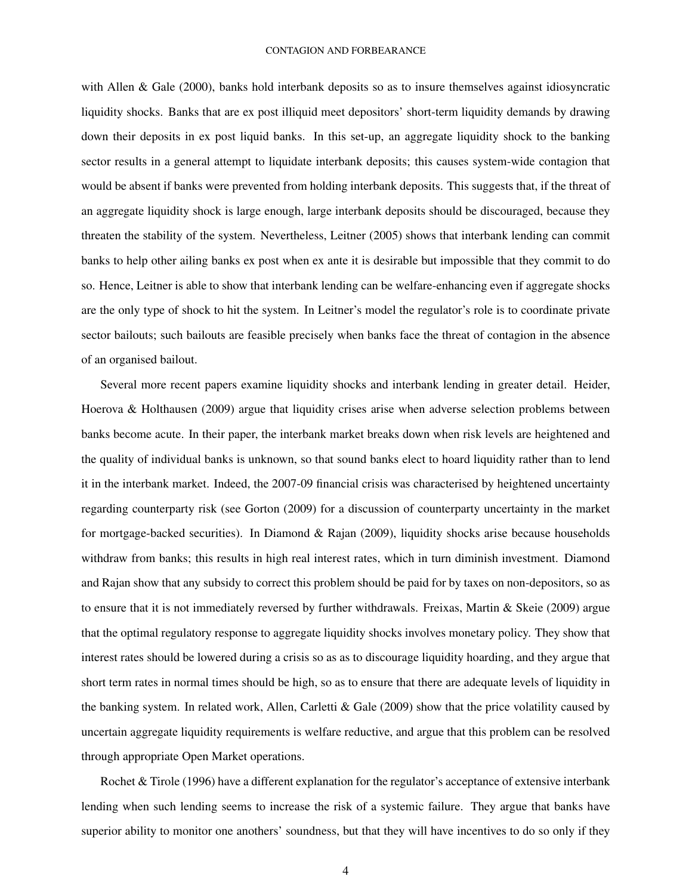with Allen & Gale (2000), banks hold interbank deposits so as to insure themselves against idiosyncratic liquidity shocks. Banks that are ex post illiquid meet depositors' short-term liquidity demands by drawing down their deposits in ex post liquid banks. In this set-up, an aggregate liquidity shock to the banking sector results in a general attempt to liquidate interbank deposits; this causes system-wide contagion that would be absent if banks were prevented from holding interbank deposits. This suggests that, if the threat of an aggregate liquidity shock is large enough, large interbank deposits should be discouraged, because they threaten the stability of the system. Nevertheless, Leitner (2005) shows that interbank lending can commit banks to help other ailing banks ex post when ex ante it is desirable but impossible that they commit to do so. Hence, Leitner is able to show that interbank lending can be welfare-enhancing even if aggregate shocks are the only type of shock to hit the system. In Leitner's model the regulator's role is to coordinate private sector bailouts; such bailouts are feasible precisely when banks face the threat of contagion in the absence of an organised bailout.

Several more recent papers examine liquidity shocks and interbank lending in greater detail. Heider, Hoerova & Holthausen (2009) argue that liquidity crises arise when adverse selection problems between banks become acute. In their paper, the interbank market breaks down when risk levels are heightened and the quality of individual banks is unknown, so that sound banks elect to hoard liquidity rather than to lend it in the interbank market. Indeed, the 2007-09 financial crisis was characterised by heightened uncertainty regarding counterparty risk (see Gorton (2009) for a discussion of counterparty uncertainty in the market for mortgage-backed securities). In Diamond & Rajan (2009), liquidity shocks arise because households withdraw from banks; this results in high real interest rates, which in turn diminish investment. Diamond and Rajan show that any subsidy to correct this problem should be paid for by taxes on non-depositors, so as to ensure that it is not immediately reversed by further withdrawals. Freixas, Martin & Skeie (2009) argue that the optimal regulatory response to aggregate liquidity shocks involves monetary policy. They show that interest rates should be lowered during a crisis so as as to discourage liquidity hoarding, and they argue that short term rates in normal times should be high, so as to ensure that there are adequate levels of liquidity in the banking system. In related work, Allen, Carletti & Gale (2009) show that the price volatility caused by uncertain aggregate liquidity requirements is welfare reductive, and argue that this problem can be resolved through appropriate Open Market operations.

Rochet & Tirole (1996) have a different explanation for the regulator's acceptance of extensive interbank lending when such lending seems to increase the risk of a systemic failure. They argue that banks have superior ability to monitor one anothers' soundness, but that they will have incentives to do so only if they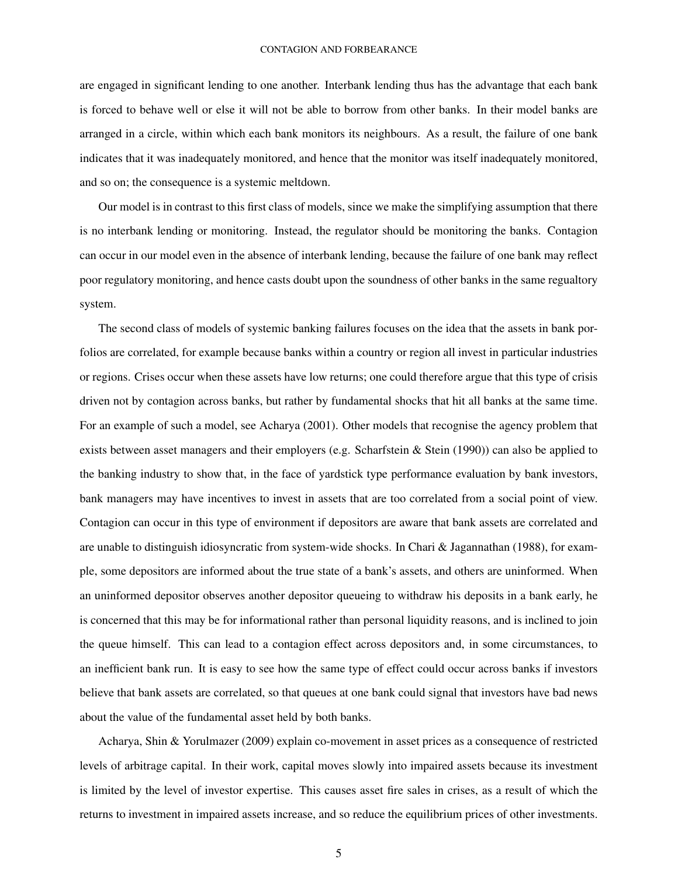are engaged in significant lending to one another. Interbank lending thus has the advantage that each bank is forced to behave well or else it will not be able to borrow from other banks. In their model banks are arranged in a circle, within which each bank monitors its neighbours. As a result, the failure of one bank indicates that it was inadequately monitored, and hence that the monitor was itself inadequately monitored, and so on; the consequence is a systemic meltdown.

Our model is in contrast to this first class of models, since we make the simplifying assumption that there is no interbank lending or monitoring. Instead, the regulator should be monitoring the banks. Contagion can occur in our model even in the absence of interbank lending, because the failure of one bank may reflect poor regulatory monitoring, and hence casts doubt upon the soundness of other banks in the same regualtory system.

The second class of models of systemic banking failures focuses on the idea that the assets in bank porfolios are correlated, for example because banks within a country or region all invest in particular industries or regions. Crises occur when these assets have low returns; one could therefore argue that this type of crisis driven not by contagion across banks, but rather by fundamental shocks that hit all banks at the same time. For an example of such a model, see Acharya (2001). Other models that recognise the agency problem that exists between asset managers and their employers (e.g. Scharfstein & Stein (1990)) can also be applied to the banking industry to show that, in the face of yardstick type performance evaluation by bank investors, bank managers may have incentives to invest in assets that are too correlated from a social point of view. Contagion can occur in this type of environment if depositors are aware that bank assets are correlated and are unable to distinguish idiosyncratic from system-wide shocks. In Chari & Jagannathan (1988), for example, some depositors are informed about the true state of a bank's assets, and others are uninformed. When an uninformed depositor observes another depositor queueing to withdraw his deposits in a bank early, he is concerned that this may be for informational rather than personal liquidity reasons, and is inclined to join the queue himself. This can lead to a contagion effect across depositors and, in some circumstances, to an inefficient bank run. It is easy to see how the same type of effect could occur across banks if investors believe that bank assets are correlated, so that queues at one bank could signal that investors have bad news about the value of the fundamental asset held by both banks.

Acharya, Shin & Yorulmazer (2009) explain co-movement in asset prices as a consequence of restricted levels of arbitrage capital. In their work, capital moves slowly into impaired assets because its investment is limited by the level of investor expertise. This causes asset fire sales in crises, as a result of which the returns to investment in impaired assets increase, and so reduce the equilibrium prices of other investments.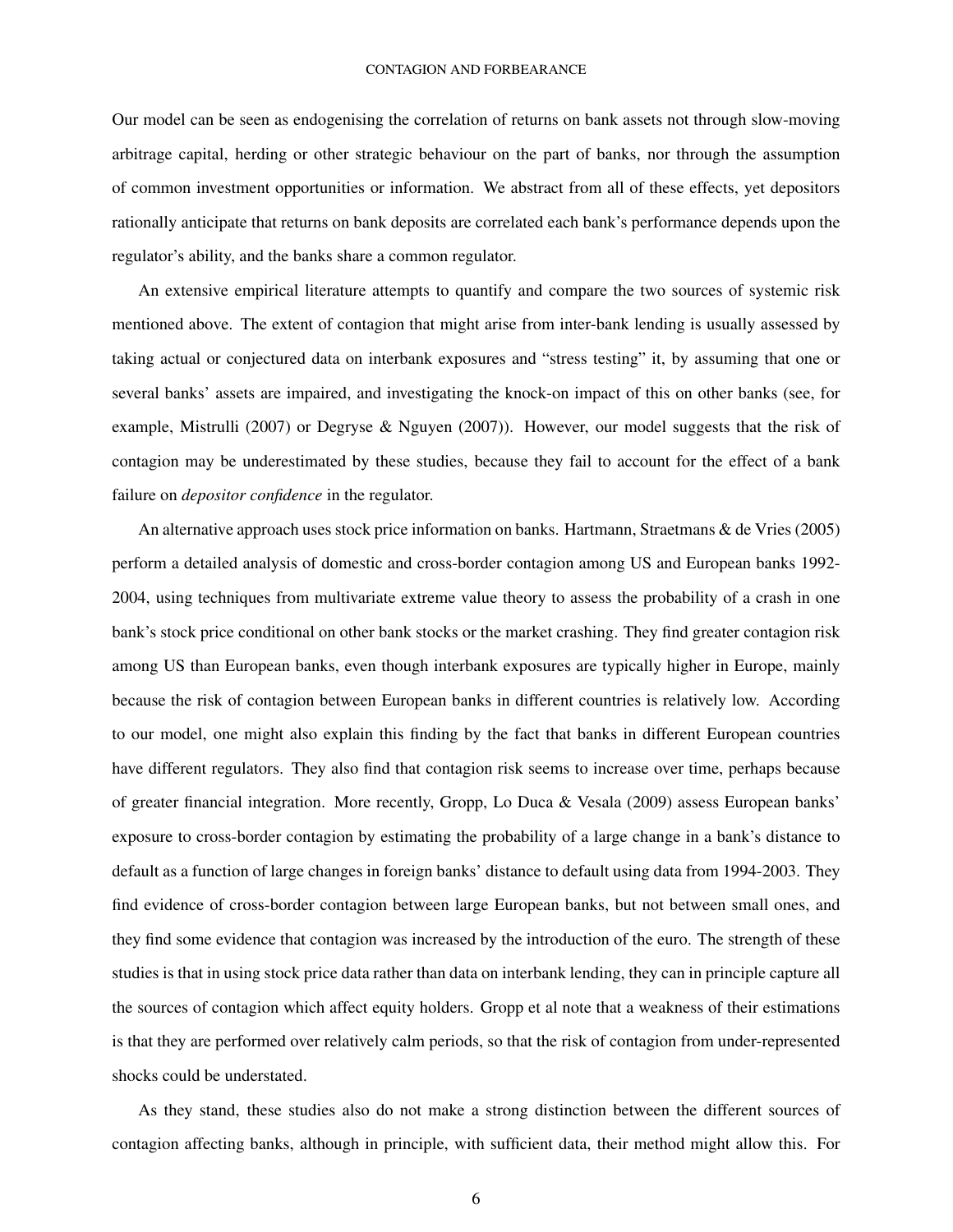Our model can be seen as endogenising the correlation of returns on bank assets not through slow-moving arbitrage capital, herding or other strategic behaviour on the part of banks, nor through the assumption of common investment opportunities or information. We abstract from all of these effects, yet depositors rationally anticipate that returns on bank deposits are correlated each bank's performance depends upon the regulator's ability, and the banks share a common regulator.

An extensive empirical literature attempts to quantify and compare the two sources of systemic risk mentioned above. The extent of contagion that might arise from inter-bank lending is usually assessed by taking actual or conjectured data on interbank exposures and "stress testing" it, by assuming that one or several banks' assets are impaired, and investigating the knock-on impact of this on other banks (see, for example, Mistrulli (2007) or Degryse & Nguyen (2007)). However, our model suggests that the risk of contagion may be underestimated by these studies, because they fail to account for the effect of a bank failure on *depositor confidence* in the regulator.

An alternative approach uses stock price information on banks. Hartmann, Straetmans & de Vries (2005) perform a detailed analysis of domestic and cross-border contagion among US and European banks 1992-2004, using techniques from multivariate extreme value theory to assess the probability of a crash in one bank's stock price conditional on other bank stocks or the market crashing. They find greater contagion risk among US than European banks, even though interbank exposures are typically higher in Europe, mainly because the risk of contagion between European banks in different countries is relatively low. According to our model, one might also explain this finding by the fact that banks in different European countries have different regulators. They also find that contagion risk seems to increase over time, perhaps because of greater financial integration. More recently, Gropp, Lo Duca & Vesala (2009) assess European banks' exposure to cross-border contagion by estimating the probability of a large change in a bank's distance to default as a function of large changes in foreign banks' distance to default using data from 1994-2003. They find evidence of cross-border contagion between large European banks, but not between small ones, and they find some evidence that contagion was increased by the introduction of the euro. The strength of these studies is that in using stock price data rather than data on interbank lending, they can in principle capture all the sources of contagion which affect equity holders. Gropp et al note that a weakness of their estimations is that they are performed over relatively calm periods, so that the risk of contagion from under-represented shocks could be understated.

As they stand, these studies also do not make a strong distinction between the different sources of contagion affecting banks, although in principle, with sufficient data, their method might allow this. For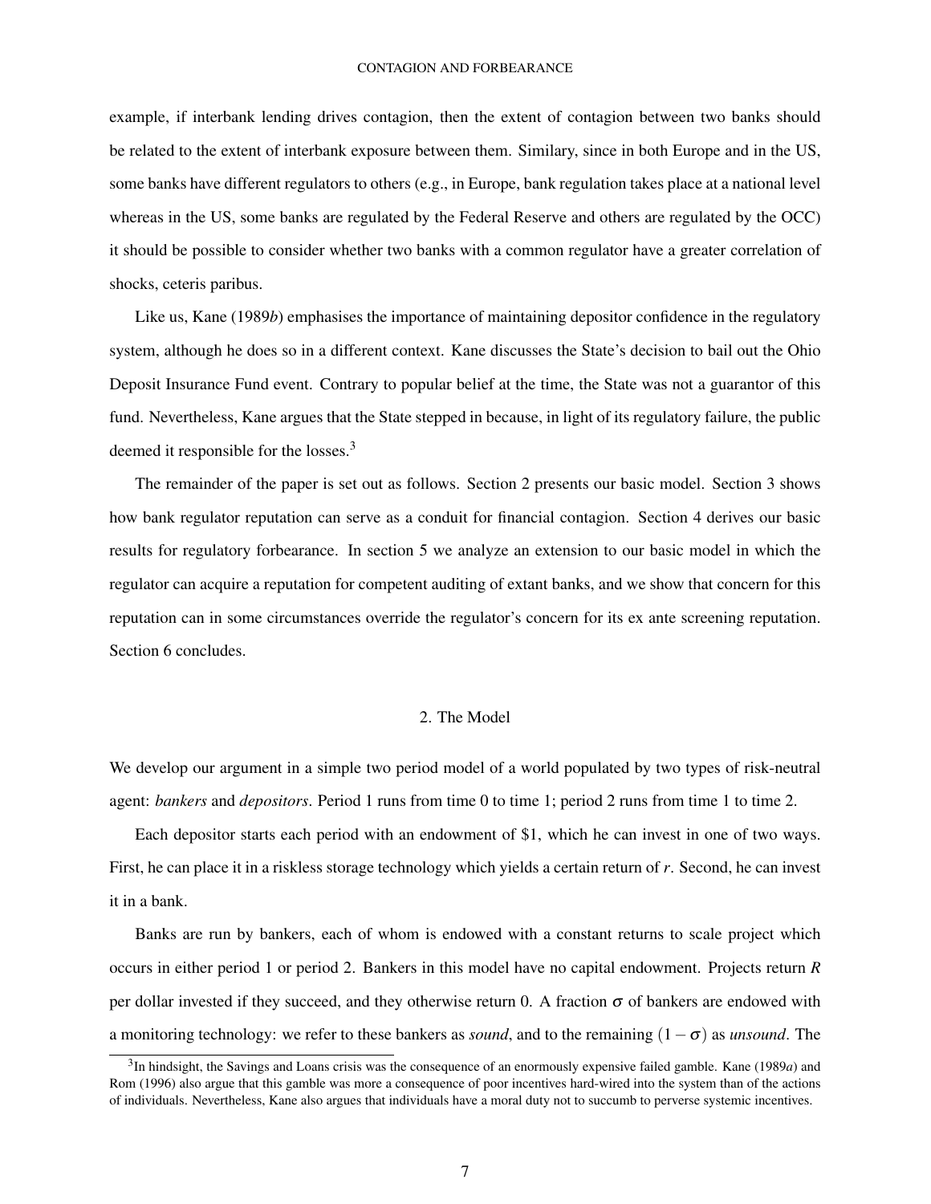example, if interbank lending drives contagion, then the extent of contagion between two banks should be related to the extent of interbank exposure between them. Similary, since in both Europe and in the US, some banks have different regulators to others (e.g., in Europe, bank regulation takes place at a national level whereas in the US, some banks are regulated by the Federal Reserve and others are regulated by the OCC) it should be possible to consider whether two banks with a common regulator have a greater correlation of shocks, ceteris paribus.

Like us, Kane (1989*b*) emphasises the importance of maintaining depositor confidence in the regulatory system, although he does so in a different context. Kane discusses the State's decision to bail out the Ohio Deposit Insurance Fund event. Contrary to popular belief at the time, the State was not a guarantor of this fund. Nevertheless, Kane argues that the State stepped in because, in light of its regulatory failure, the public deemed it responsible for the losses.[3]

The remainder of the paper is set out as follows. Section 2 presents our basic model. Section 3 shows how bank regulator reputation can serve as a conduit for financial contagion. Section 4 derives our basic results for regulatory forbearance. In section 5 we analyze an extension to our basic model in which the regulator can acquire a reputation for competent auditing of extant banks, and we show that concern for this reputation can in some circumstances override the regulator's concern for its ex ante screening reputation. Section 6 concludes.

## 2. The Model

We develop our argument in a simple two period model of a world populated by two types of risk-neutral agent: *bankers* and *depositors*. Period 1 runs from time 0 to time 1; period 2 runs from time 1 to time 2.

Each depositor starts each period with an endowment of \$1, which he can invest in one of two ways. First, he can place it in a riskless storage technology which yields a certain return of $r$. Second, he can invest it in a bank.

Banks are run by bankers, each of whom is endowed with a constant returns to scale project which occurs in either period 1 or period 2. Bankers in this model have no capital endowment. Projects return $R$ per dollar invested if they succeed, and they otherwise return 0. A fraction $\sigma$ of bankers are endowed with a monitoring technology: we refer to these bankers as *sound*, and to the remaining $(1-\sigma)$ as *unsound*. The

[3] In hindsight, the Savings and Loans crisis was the consequence of an enormously expensive failed gamble. Kane (1989*a*) and Rom (1996) also argue that this gamble was more a consequence of poor incentives hard-wired into the system than of the actions of individuals. Nevertheless, Kane also argues that individuals have a moral duty not to succumb to perverse systemic incentives.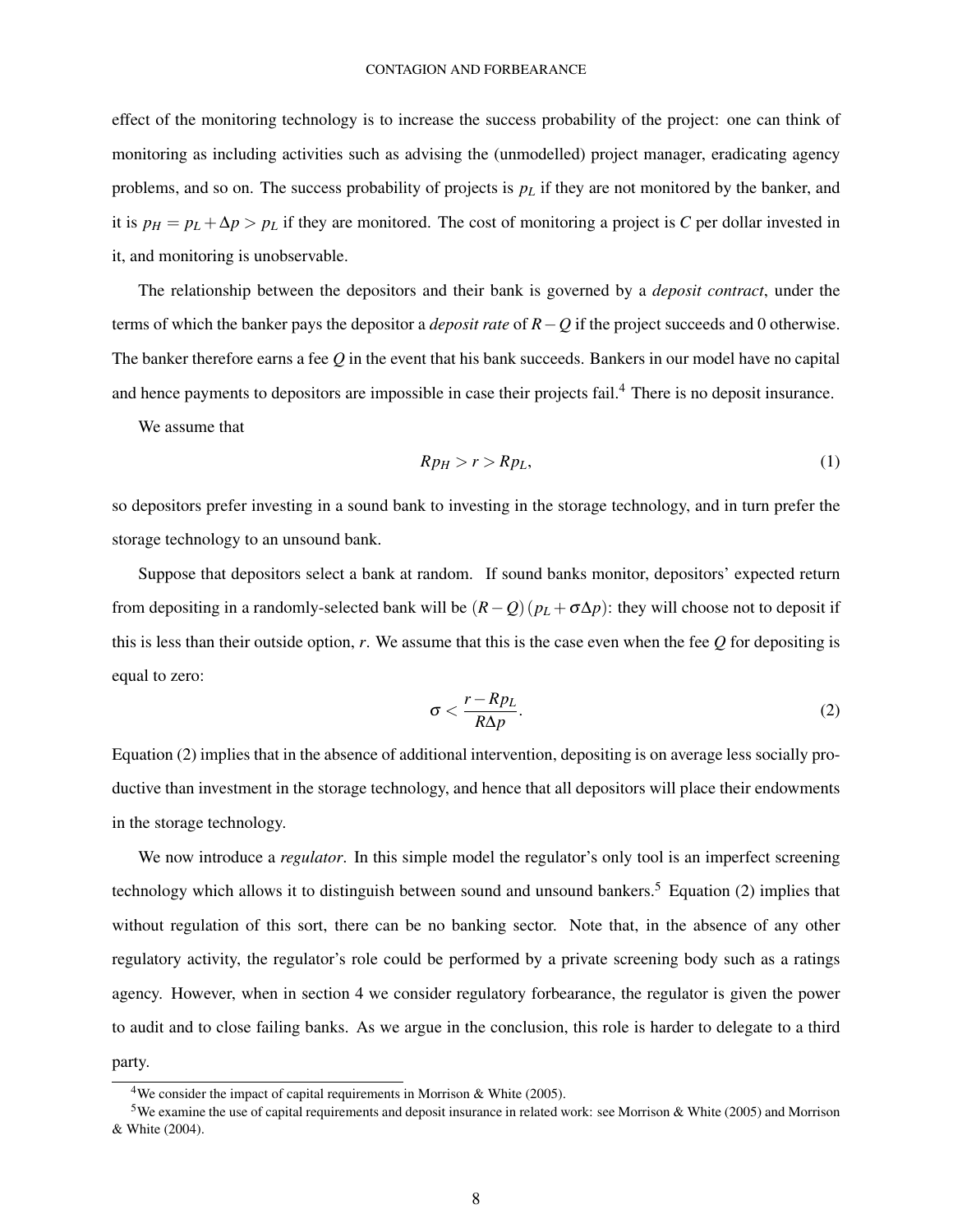effect of the monitoring technology is to increase the success probability of the project: one can think of monitoring as including activities such as advising the (unmodelled) project manager, eradicating agency problems, and so on. The success probability of projects is $p_L$ if they are not monitored by the banker, and it is $p_H = p_L + \Delta p > p_L$ if they are monitored. The cost of monitoring a project is $C$ per dollar invested in it, and monitoring is unobservable.

The relationship between the depositors and their bank is governed by a *deposit contract*, under the terms of which the banker pays the depositor a *deposit rate* of $R - Q$ if the project succeeds and 0 otherwise. The banker therefore earns a fee $Q$ in the event that his bank succeeds. Bankers in our model have no capital and hence payments to depositors are impossible in case their projects fail.[4] There is no deposit insurance.

We assume that

$$Rp_H > r > Rp_L, \tag{1}$$

so depositors prefer investing in a sound bank to investing in the storage technology, and in turn prefer the storage technology to an unsound bank.

Suppose that depositors select a bank at random. If sound banks monitor, depositors' expected return from depositing in a randomly-selected bank will be $(R - Q)(p_L + \sigma \Delta p)$: they will choose not to deposit if this is less than their outside option, $r$. We assume that this is the case even when the fee $Q$ for depositing is equal to zero:

$$\sigma < \frac{r - Rp_L}{R \Delta p}. \tag{2}$$

Equation (2) implies that in the absence of additional intervention, depositing is on average less socially productive than investment in the storage technology, and hence that all depositors will place their endowments in the storage technology.

We now introduce a *regulator*. In this simple model the regulator's only tool is an imperfect screening technology which allows it to distinguish between sound and unsound bankers.[5] Equation (2) implies that without regulation of this sort, there can be no banking sector. Note that, in the absence of any other regulatory activity, the regulator's role could be performed by a private screening body such as a ratings agency. However, when in section 4 we consider regulatory forbearance, the regulator is given the power to audit and to close failing banks. As we argue in the conclusion, this role is harder to delegate to a third party.

---

[4] We consider the impact of capital requirements in Morrison & White (2005).

[5] We examine the use of capital requirements and deposit insurance in related work: see Morrison & White (2005) and Morrison & White (2004).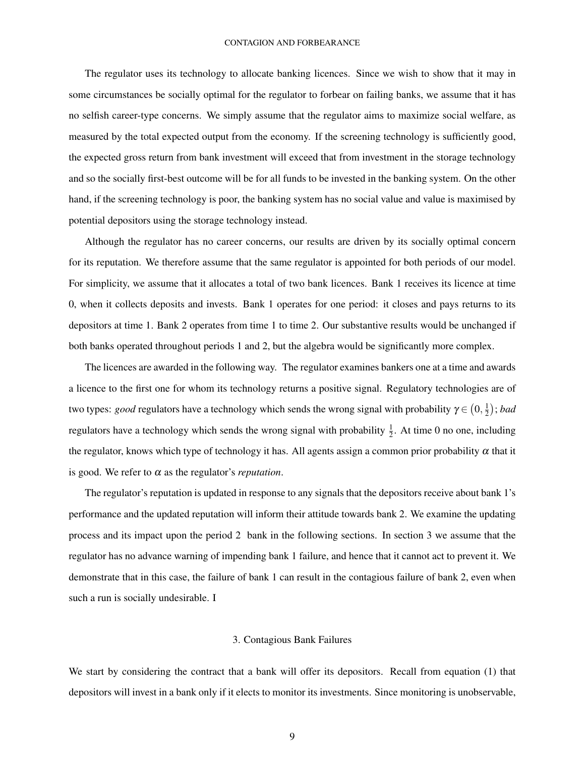The regulator uses its technology to allocate banking licences. Since we wish to show that it may in some circumstances be socially optimal for the regulator to forbear on failing banks, we assume that it has no selfish career-type concerns. We simply assume that the regulator aims to maximize social welfare, as measured by the total expected output from the economy. If the screening technology is sufficiently good, the expected gross return from bank investment will exceed that from investment in the storage technology and so the socially first-best outcome will be for all funds to be invested in the banking system. On the other hand, if the screening technology is poor, the banking system has no social value and value is maximised by potential depositors using the storage technology instead.

Although the regulator has no career concerns, our results are driven by its socially optimal concern for its reputation. We therefore assume that the same regulator is appointed for both periods of our model. For simplicity, we assume that it allocates a total of two bank licences. Bank 1 receives its licence at time 0, when it collects deposits and invests. Bank 1 operates for one period: it closes and pays returns to its depositors at time 1. Bank 2 operates from time 1 to time 2. Our substantive results would be unchanged if both banks operated throughout periods 1 and 2, but the algebra would be significantly more complex.

The licences are awarded in the following way. The regulator examines bankers one at a time and awards a licence to the first one for whom its technology returns a positive signal. Regulatory technologies are of two types: *good* regulators have a technology which sends the wrong signal with probability $\gamma \in \left(0, \frac{1}{2}\right)$; *bad* regulators have a technology which sends the wrong signal with probability $\frac{1}{2}$. At time 0 no one, including the regulator, knows which type of technology it has. All agents assign a common prior probability $\alpha$ that it is good. We refer to $\alpha$ as the regulator's *reputation*.

The regulator's reputation is updated in response to any signals that the depositors receive about bank 1's performance and the updated reputation will inform their attitude towards bank 2. We examine the updating process and its impact upon the period 2 bank in the following sections. In section 3 we assume that the regulator has no advance warning of impending bank 1 failure, and hence that it cannot act to prevent it. We demonstrate that in this case, the failure of bank 1 can result in the contagious failure of bank 2, even when such a run is socially undesirable. I

## 3. Contagious Bank Failures

We start by considering the contract that a bank will offer its depositors. Recall from equation (1) that depositors will invest in a bank only if it elects to monitor its investments. Since monitoring is unobservable,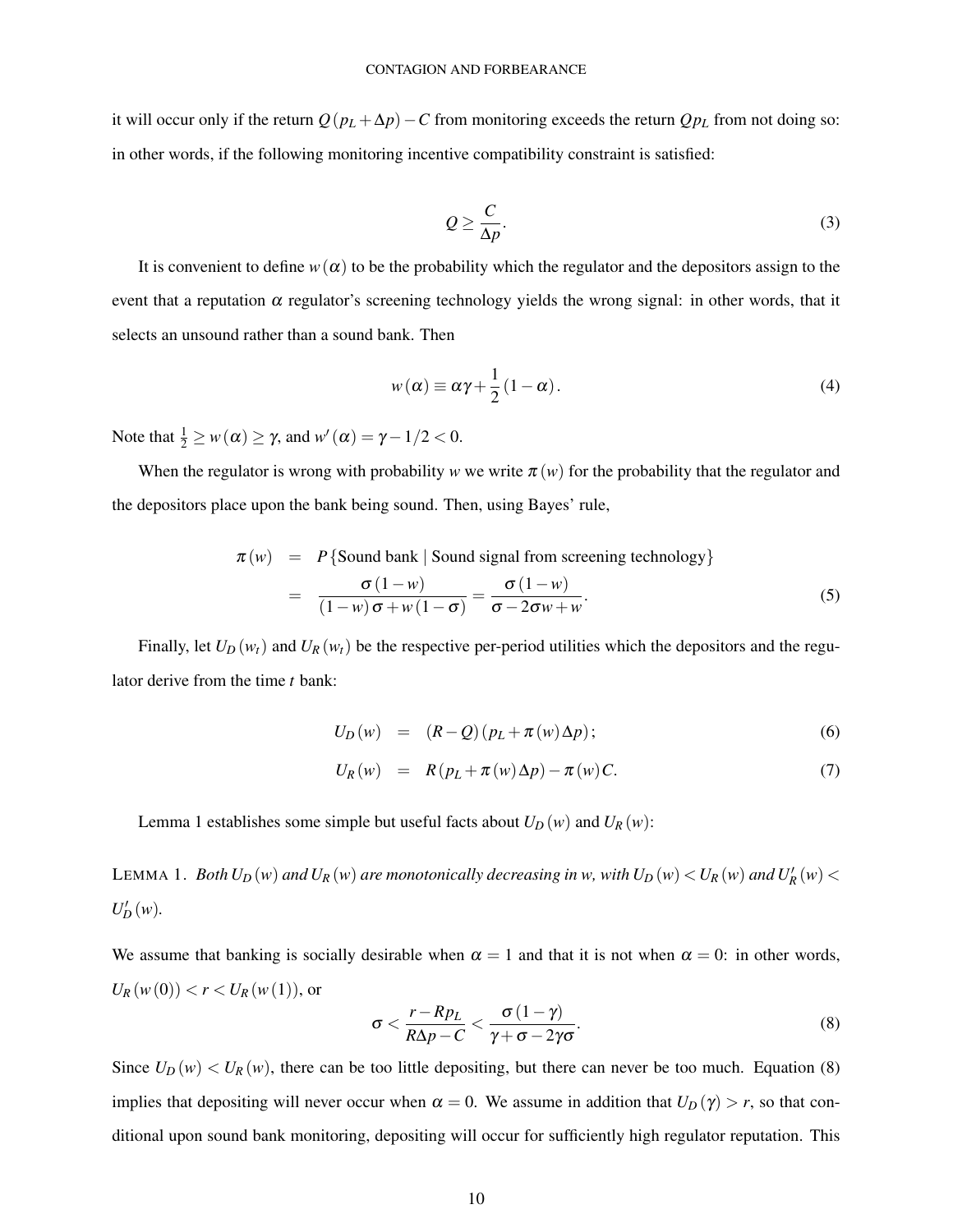it will occur only if the return $Q(p_L + \Delta p) - C$ from monitoring exceeds the return $Qp_L$ from not doing so: in other words, if the following monitoring incentive compatibility constraint is satisfied:

$$Q \geq \frac{C}{\Delta p}. \tag{3}$$

It is convenient to define $w(\alpha)$ to be the probability which the regulator and the depositors assign to the event that a reputation $\alpha$ regulator's screening technology yields the wrong signal: in other words, that it selects an unsound rather than a sound bank. Then

$$w(\alpha) \equiv \alpha\gamma + \frac{1}{2}(1-\alpha). \tag{4}$$

Note that $\frac{1}{2} \geq w(\alpha) \geq \gamma$, and $w'(\alpha) = \gamma - 1/2 < 0$.

When the regulator is wrong with probability $w$ we write $\pi(w)$ for the probability that the regulator and the depositors place upon the bank being sound. Then, using Bayes' rule,

$$\begin{aligned}
\pi(w) &= P\{\text{Sound bank} \mid \text{Sound signal from screening technology}\} \\
&= \frac{\sigma(1-w)}{(1-w)\sigma + w(1-\sigma)} = \frac{\sigma(1-w)}{\sigma - 2\sigma w + w}.
\end{aligned} \tag{5}$$

Finally, let $U_D(w_t)$ and $U_R(w_t)$ be the respective per-period utilities which the depositors and the regulator derive from the time $t$ bank:

$$U_D(w) = (R-Q)(p_L + \pi(w)\Delta p); \tag{6}$$

$$U_R(w) = R(p_L + \pi(w)\Delta p) - \pi(w)C. \tag{7}$$

Lemma 1 establishes some simple but useful facts about $U_D(w)$ and $U_R(w)$:

LEMMA 1. *Both $U_D(w)$ and $U_R(w)$ are monotonically decreasing in $w$, with $U_D(w) < U_R(w)$ and $U_R'(w) < U_D'(w)$.*

We assume that banking is socially desirable when $\alpha = 1$ and that it is not when $\alpha = 0$: in other words, $U_R(w(0)) < r < U_R(w(1))$, or

$$\sigma < \frac{r - Rp_L}{R\Delta p - C} < \frac{\sigma(1-\gamma)}{\gamma + \sigma - 2\gamma\sigma}. \tag{8}$$

Since $U_D(w) < U_R(w)$, there can be too little depositing, but there can never be too much. Equation (8) implies that depositing will never occur when $\alpha = 0$. We assume in addition that $U_D(\gamma) > r$, so that conditional upon sound bank monitoring, depositing will occur for sufficiently high regulator reputation. This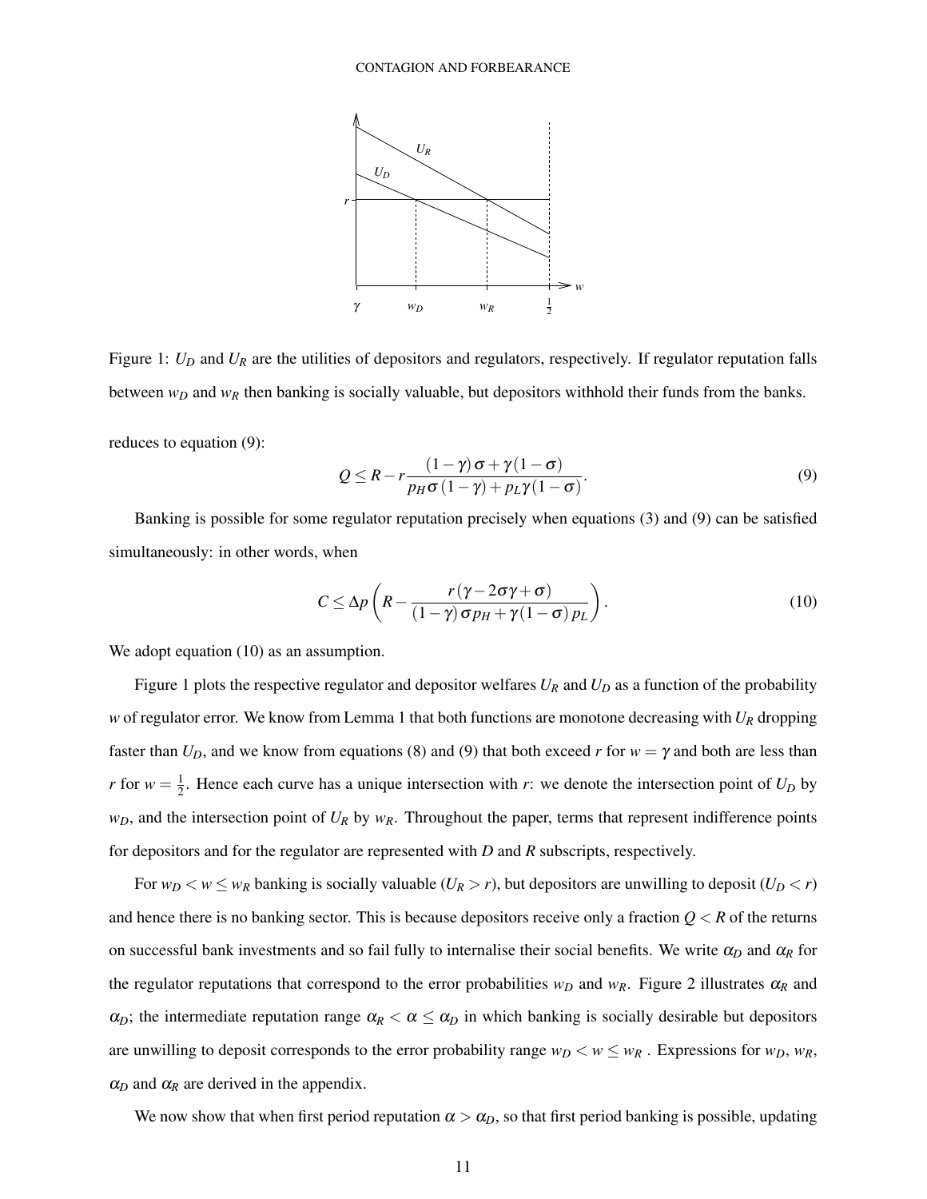Figure 1: $U_D$ and $U_R$ are the utilities of depositors and regulators, respectively. If regulator reputation falls between $w_D$ and $w_R$ then banking is socially valuable, but depositors withhold their funds from the banks.

reduces to equation (9):

$$Q \leq R - r\frac{(1-\gamma)\sigma + \gamma(1-\sigma)}{p_H\sigma(1-\gamma) + p_L\gamma(1-\sigma)}. \tag{9}$$

Banking is possible for some regulator reputation precisely when equations (3) and (9) can be satisfied simultaneously: in other words, when

$$C \leq \Delta p \left( R - \frac{r(\gamma - 2\sigma\gamma + \sigma)}{(1-\gamma)\sigma p_H + \gamma(1-\sigma)p_L} \right). \tag{10}$$

We adopt equation (10) as an assumption.

Figure 1 plots the respective regulator and depositor welfares $U_R$ and $U_D$ as a function of the probability $w$ of regulator error. We know from Lemma 1 that both functions are monotone decreasing with $U_R$ dropping faster than $U_D$, and we know from equations (8) and (9) that both exceed $r$ for $w = \gamma$ and both are less than $r$ for $w = \frac{1}{2}$. Hence each curve has a unique intersection with $r$: we denote the intersection point of $U_D$ by $w_D$, and the intersection point of $U_R$ by $w_R$. Throughout the paper, terms that represent indifference points for depositors and for the regulator are represented with $D$ and $R$ subscripts, respectively.

For $w_D < w \leq w_R$ banking is socially valuable ($U_R > r$), but depositors are unwilling to deposit ($U_D < r$) and hence there is no banking sector. This is because depositors receive only a fraction $Q < R$ of the returns on successful bank investments and so fail fully to internalise their social benefits. We write $\alpha_D$ and $\alpha_R$ for the regulator reputations that correspond to the error probabilities $w_D$ and $w_R$. Figure 2 illustrates $\alpha_R$ and $\alpha_D$; the intermediate reputation range $\alpha_R < \alpha \leq \alpha_D$ in which banking is socially desirable but depositors are unwilling to deposit corresponds to the error probability range $w_D < w \leq w_R$ . Expressions for $w_D$, $w_R$, $\alpha_D$ and $\alpha_R$ are derived in the appendix.

We now show that when first period reputation $\alpha > \alpha_D$, so that first period banking is possible, updating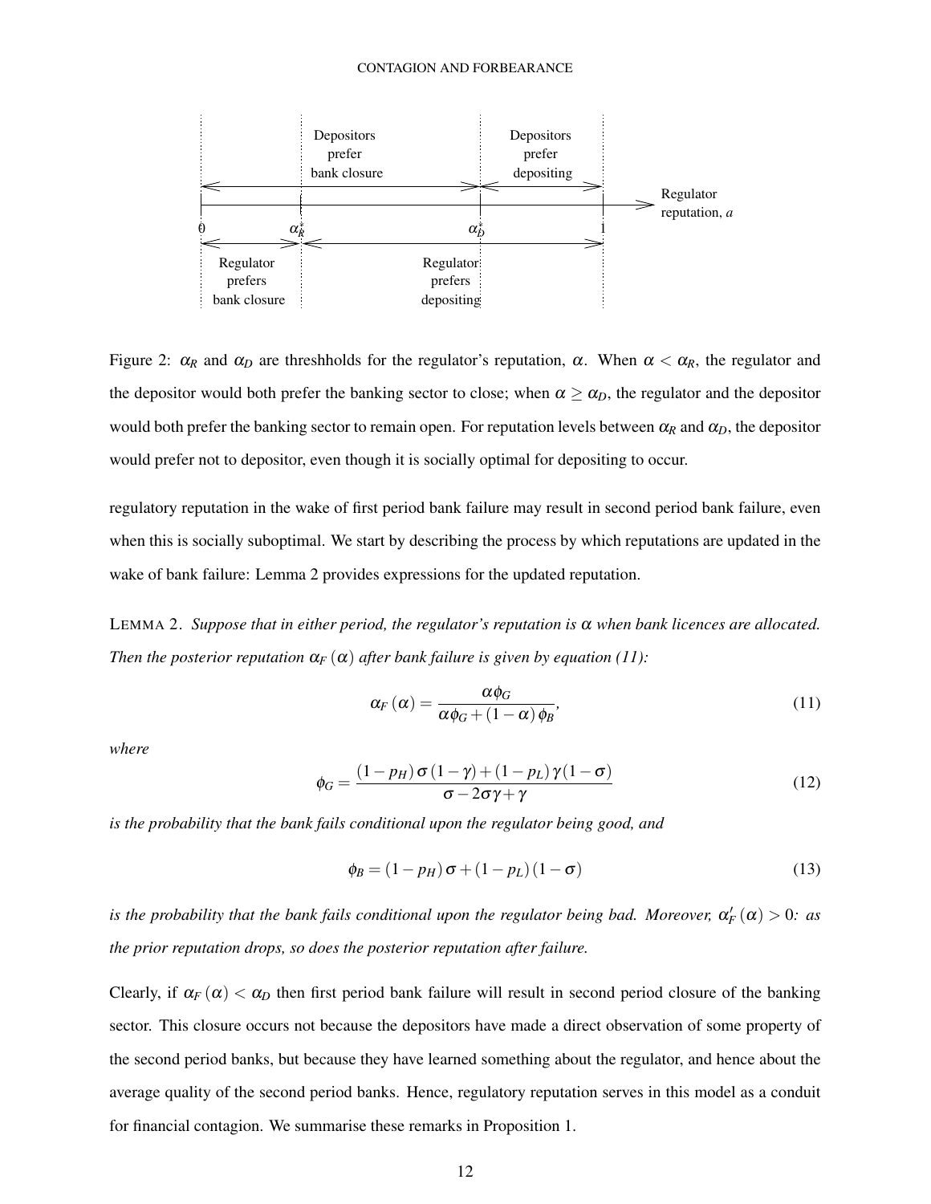Figure 2: $\alpha_R$ and $\alpha_D$ are threshholds for the regulator's reputation, $\alpha$. When $\alpha < \alpha_R$, the regulator and the depositor would both prefer the banking sector to close; when $\alpha \geq \alpha_D$, the regulator and the depositor would both prefer the banking sector to remain open. For reputation levels between $\alpha_R$ and $\alpha_D$, the depositor would prefer not to depositor, even though it is socially optimal for depositing to occur.

regulatory reputation in the wake of first period bank failure may result in second period bank failure, even when this is socially suboptimal. We start by describing the process by which reputations are updated in the wake of bank failure: Lemma 2 provides expressions for the updated reputation.

LEMMA 2. *Suppose that in either period, the regulator's reputation is $\alpha$ when bank licences are allocated. Then the posterior reputation $\alpha_F(\alpha)$ after bank failure is given by equation (11):*

$$\alpha_F(\alpha) = \frac{\alpha \phi_G}{\alpha \phi_G + (1-\alpha)\phi_B}, \tag{11}$$

*where*

$$\phi_G = \frac{(1-p_H)\sigma(1-\gamma) + (1-p_L)\gamma(1-\sigma)}{\sigma - 2\sigma\gamma + \gamma} \tag{12}$$

*is the probability that the bank fails conditional upon the regulator being good, and*

$$\phi_B = (1-p_H)\sigma + (1-p_L)(1-\sigma) \tag{13}$$

*is the probability that the bank fails conditional upon the regulator being bad. Moreover, $\alpha_F'(\alpha) > 0$: as the prior reputation drops, so does the posterior reputation after failure.*

Clearly, if $\alpha_F(\alpha) < \alpha_D$ then first period bank failure will result in second period closure of the banking sector. This closure occurs not because the depositors have made a direct observation of some property of the second period banks, but because they have learned something about the regulator, and hence about the average quality of the second period banks. Hence, regulatory reputation serves in this model as a conduit for financial contagion. We summarise these remarks in Proposition 1.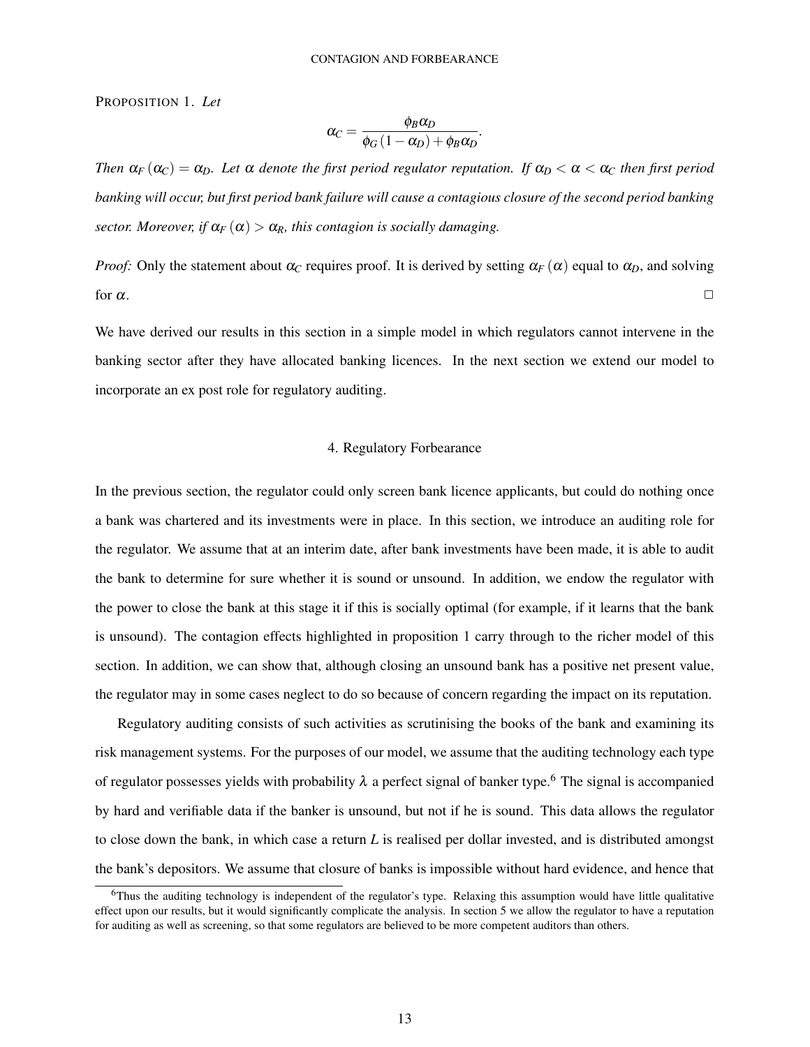PROPOSITION 1. *Let*

$$\alpha_C = \frac{\phi_B \alpha_D}{\phi_G (1 - \alpha_D) + \phi_B \alpha_D}.$$

*Then $\alpha_F(\alpha_C) = \alpha_D$. Let $\alpha$ denote the first period regulator reputation. If $\alpha_D < \alpha < \alpha_C$ then first period banking will occur, but first period bank failure will cause a contagious closure of the second period banking sector. Moreover, if $\alpha_F(\alpha) > \alpha_R$, this contagion is socially damaging.*

*Proof:* Only the statement about $\alpha_C$ requires proof. It is derived by setting $\alpha_F(\alpha)$ equal to $\alpha_D$, and solving for $\alpha$. □

We have derived our results in this section in a simple model in which regulators cannot intervene in the banking sector after they have allocated banking licences. In the next section we extend our model to incorporate an ex post role for regulatory auditing.

## 4. Regulatory Forbearance

In the previous section, the regulator could only screen bank licence applicants, but could do nothing once a bank was chartered and its investments were in place. In this section, we introduce an auditing role for the regulator. We assume that at an interim date, after bank investments have been made, it is able to audit the bank to determine for sure whether it is sound or unsound. In addition, we endow the regulator with the power to close the bank at this stage it if this is socially optimal (for example, if it learns that the bank is unsound). The contagion effects highlighted in proposition 1 carry through to the richer model of this section. In addition, we can show that, although closing an unsound bank has a positive net present value, the regulator may in some cases neglect to do so because of concern regarding the impact on its reputation.

Regulatory auditing consists of such activities as scrutinising the books of the bank and examining its risk management systems. For the purposes of our model, we assume that the auditing technology each type of regulator possesses yields with probability $\lambda$ a perfect signal of banker type.[6] The signal is accompanied by hard and verifiable data if the banker is unsound, but not if he is sound. This data allows the regulator to close down the bank, in which case a return $L$ is realised per dollar invested, and is distributed amongst the bank's depositors. We assume that closure of banks is impossible without hard evidence, and hence that

[6] Thus the auditing technology is independent of the regulator's type. Relaxing this assumption would have little qualitative effect upon our results, but it would significantly complicate the analysis. In section 5 we allow the regulator to have a reputation for auditing as well as screening, so that some regulators are believed to be more competent auditors than others.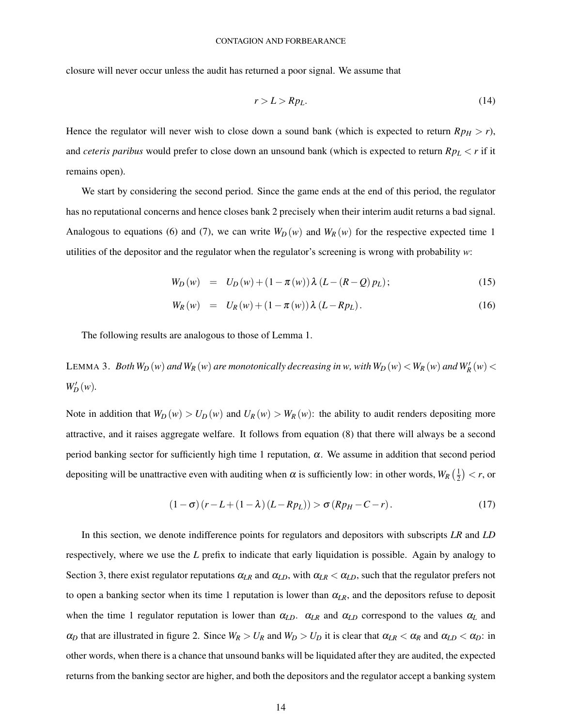closure will never occur unless the audit has returned a poor signal. We assume that

$$r > L > Rp_L. \tag{14}$$

Hence the regulator will never wish to close down a sound bank (which is expected to return $Rp_H > r$), and *ceteris paribus* would prefer to close down an unsound bank (which is expected to return $Rp_L < r$ if it remains open).

We start by considering the second period. Since the game ends at the end of this period, the regulator has no reputational concerns and hence closes bank 2 precisely when their interim audit returns a bad signal. Analogous to equations (6) and (7), we can write $W_D(w)$ and $W_R(w)$ for the respective expected time 1 utilities of the depositor and the regulator when the regulator's screening is wrong with probability $w$:

$$W_D(w) = U_D(w) + (1-\pi(w))\lambda(L-(R-Q)p_L); \tag{15}$$

$$W_R(w) = U_R(w) + (1-\pi(w))\lambda(L-Rp_L). \tag{16}$$

The following results are analogous to those of Lemma 1.

LEMMA 3. *Both $W_D(w)$ and $W_R(w)$ are monotonically decreasing in w, with $W_D(w) < W_R(w)$ and $W_R'(w) < W_D'(w)$.*

Note in addition that $W_D(w) > U_D(w)$ and $U_R(w) > W_R(w)$: the ability to audit renders depositing more attractive, and it raises aggregate welfare. It follows from equation (8) that there will always be a second period banking sector for sufficiently high time 1 reputation, $\alpha$. We assume in addition that second period depositing will be unattractive even with auditing when $\alpha$ is sufficiently low: in other words, $W_R\left(\frac{1}{2}\right) < r$, or

$$(1-\sigma)(r-L+(1-\lambda)(L-Rp_L)) > \sigma(Rp_H - C - r). \tag{17}$$

In this section, we denote indifference points for regulators and depositors with subscripts *LR* and *LD* respectively, where we use the *L* prefix to indicate that early liquidation is possible. Again by analogy to Section 3, there exist regulator reputations $\alpha_{LR}$ and $\alpha_{LD}$, with $\alpha_{LR} < \alpha_{LD}$, such that the regulator prefers not to open a banking sector when its time 1 reputation is lower than $\alpha_{LR}$, and the depositors refuse to deposit when the time 1 regulator reputation is lower than $\alpha_{LD}$. $\alpha_{LR}$ and $\alpha_{LD}$ correspond to the values $\alpha_L$ and $\alpha_D$ that are illustrated in figure 2. Since $W_R > U_R$ and $W_D > U_D$ it is clear that $\alpha_{LR} < \alpha_R$ and $\alpha_{LD} < \alpha_D$: in other words, when there is a chance that unsound banks will be liquidated after they are audited, the expected returns from the banking sector are higher, and both the depositors and the regulator accept a banking system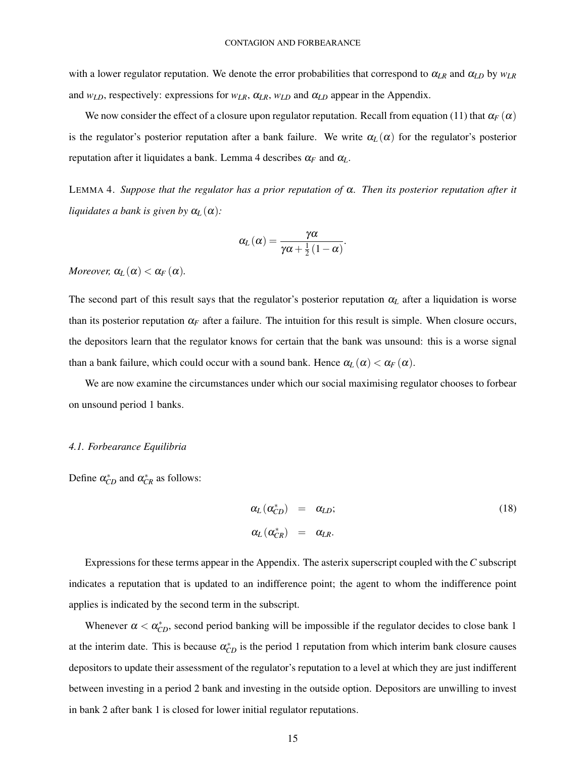with a lower regulator reputation. We denote the error probabilities that correspond to $\alpha_{LR}$ and $\alpha_{LD}$ by $w_{LR}$ and $w_{LD}$, respectively: expressions for $w_{LR}$, $\alpha_{LR}$, $w_{LD}$ and $\alpha_{LD}$ appear in the Appendix.

We now consider the effect of a closure upon regulator reputation. Recall from equation (11) that $\alpha_F(\alpha)$ is the regulator's posterior reputation after a bank failure. We write $\alpha_L(\alpha)$ for the regulator's posterior reputation after it liquidates a bank. Lemma 4 describes $\alpha_F$ and $\alpha_L$.

LEMMA 4. *Suppose that the regulator has a prior reputation of $\alpha$. Then its posterior reputation after it liquidates a bank is given by $\alpha_L(\alpha)$:*

$$\alpha_L(\alpha) = \frac{\gamma\alpha}{\gamma\alpha + \frac{1}{2}(1-\alpha)}.$$

*Moreover, $\alpha_L(\alpha) < \alpha_F(\alpha)$.*

The second part of this result says that the regulator's posterior reputation $\alpha_L$ after a liquidation is worse than its posterior reputation $\alpha_F$ after a failure. The intuition for this result is simple. When closure occurs, the depositors learn that the regulator knows for certain that the bank was unsound: this is a worse signal than a bank failure, which could occur with a sound bank. Hence $\alpha_L(\alpha) < \alpha_F(\alpha)$.

We are now examine the circumstances under which our social maximising regulator chooses to forbear on unsound period 1 banks.

### 4.1. Forbearance Equilibria

Define $\alpha^*_{CD}$ and $\alpha^*_{CR}$ as follows:

$$\begin{aligned}
\alpha_L(\alpha^*_{CD}) &= \alpha_{LD}; \\
\alpha_L(\alpha^*_{CR}) &= \alpha_{LR}.
\end{aligned} \tag{18}$$

Expressions for these terms appear in the Appendix. The asterix superscript coupled with the $C$ subscript indicates a reputation that is updated to an indifference point; the agent to whom the indifference point applies is indicated by the second term in the subscript.

Whenever $\alpha < \alpha^*_{CD}$, second period banking will be impossible if the regulator decides to close bank 1 at the interim date. This is because $\alpha^*_{CD}$ is the period 1 reputation from which interim bank closure causes depositors to update their assessment of the regulator's reputation to a level at which they are just indifferent between investing in a period 2 bank and investing in the outside option. Depositors are unwilling to invest in bank 2 after bank 1 is closed for lower initial regulator reputations.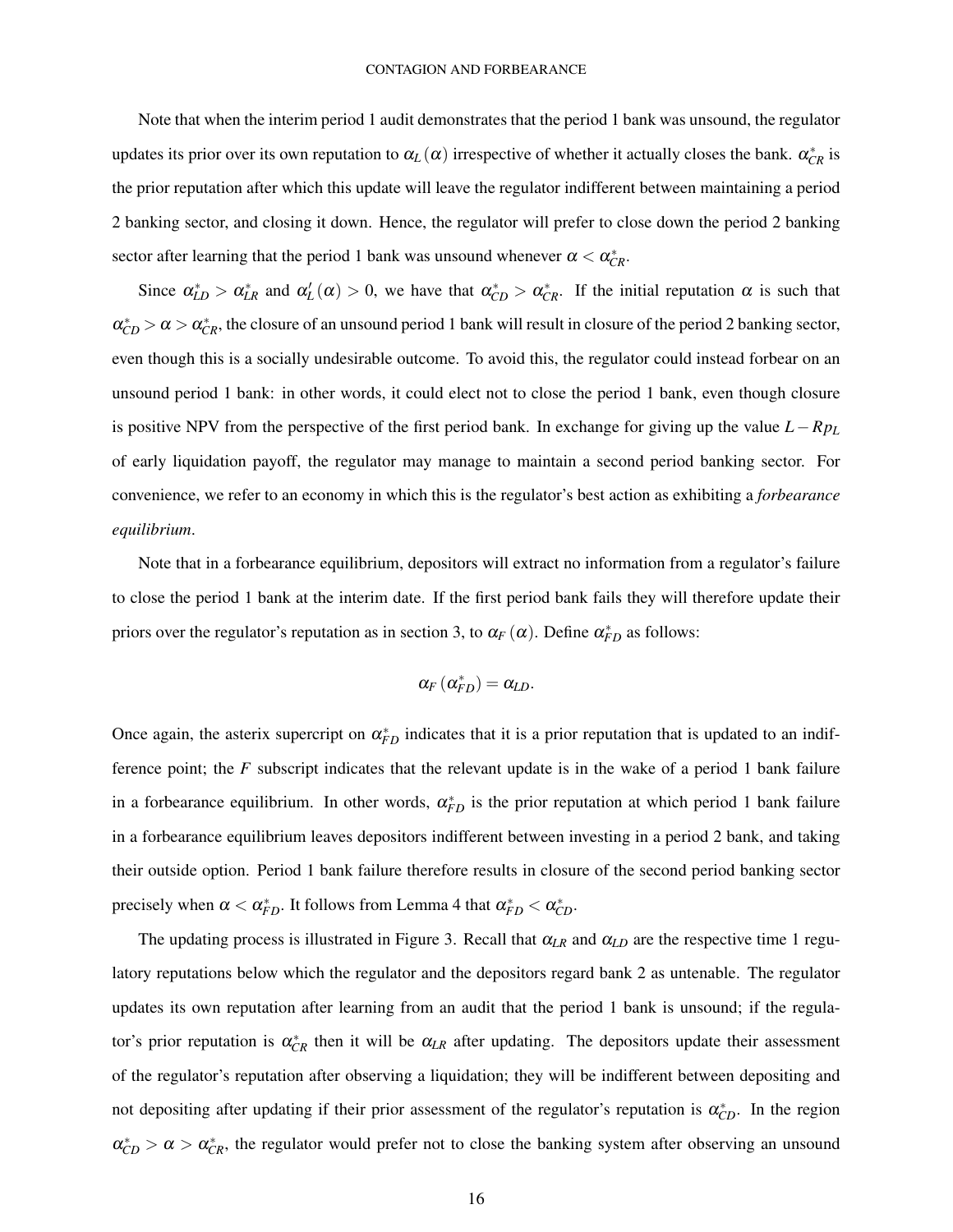Note that when the interim period 1 audit demonstrates that the period 1 bank was unsound, the regulator updates its prior over its own reputation to $\alpha_L(\alpha)$ irrespective of whether it actually closes the bank. $\alpha^*_{CR}$ is the prior reputation after which this update will leave the regulator indifferent between maintaining a period 2 banking sector, and closing it down. Hence, the regulator will prefer to close down the period 2 banking sector after learning that the period 1 bank was unsound whenever $\alpha < \alpha^*_{CR}$.

Since $\alpha^*_{LD} > \alpha^*_{LR}$ and $\alpha'_L(\alpha) > 0$, we have that $\alpha^*_{CD} > \alpha^*_{CR}$. If the initial reputation $\alpha$ is such that $\alpha^*_{CD} > \alpha > \alpha^*_{CR}$, the closure of an unsound period 1 bank will result in closure of the period 2 banking sector, even though this is a socially undesirable outcome. To avoid this, the regulator could instead forbear on an unsound period 1 bank: in other words, it could elect not to close the period 1 bank, even though closure is positive NPV from the perspective of the first period bank. In exchange for giving up the value $L - Rp_L$ of early liquidation payoff, the regulator may manage to maintain a second period banking sector. For convenience, we refer to an economy in which this is the regulator's best action as exhibiting a *forbearance equilibrium*.

Note that in a forbearance equilibrium, depositors will extract no information from a regulator's failure to close the period 1 bank at the interim date. If the first period bank fails they will therefore update their priors over the regulator's reputation as in section 3, to $\alpha_F(\alpha)$. Define $\alpha^*_{FD}$ as follows:

$$\alpha_F(\alpha^*_{FD}) = \alpha_{LD}.$$

Once again, the asterix supercript on $\alpha^*_{FD}$ indicates that it is a prior reputation that is updated to an indifference point; the $F$ subscript indicates that the relevant update is in the wake of a period 1 bank failure in a forbearance equilibrium. In other words, $\alpha^*_{FD}$ is the prior reputation at which period 1 bank failure in a forbearance equilibrium leaves depositors indifferent between investing in a period 2 bank, and taking their outside option. Period 1 bank failure therefore results in closure of the second period banking sector precisely when $\alpha < \alpha^*_{FD}$. It follows from Lemma 4 that $\alpha^*_{FD} < \alpha^*_{CD}$.

The updating process is illustrated in Figure 3. Recall that $\alpha_{LR}$ and $\alpha_{LD}$ are the respective time 1 regulatory reputations below which the regulator and the depositors regard bank 2 as untenable. The regulator updates its own reputation after learning from an audit that the period 1 bank is unsound; if the regulator's prior reputation is $\alpha^*_{CR}$ then it will be $\alpha_{LR}$ after updating. The depositors update their assessment of the regulator's reputation after observing a liquidation; they will be indifferent between depositing and not depositing after updating if their prior assessment of the regulator's reputation is $\alpha^*_{CD}$. In the region $\alpha^*_{CD} > \alpha > \alpha^*_{CR}$, the regulator would prefer not to close the banking system after observing an unsound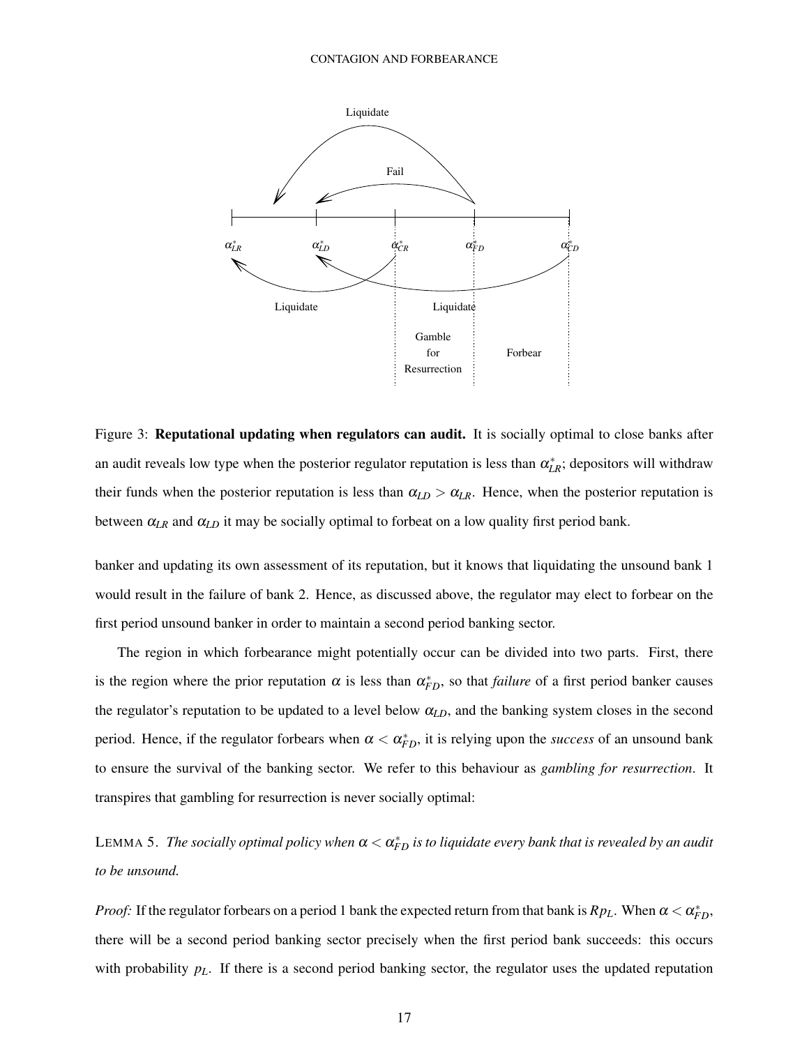Figure 3: **Reputational updating when regulators can audit.** It is socially optimal to close banks after an audit reveals low type when the posterior regulator reputation is less than $\alpha^*_{LR}$; depositors will withdraw their funds when the posterior reputation is less than $\alpha_{LD} > \alpha_{LR}$. Hence, when the posterior reputation is between $\alpha_{LR}$ and $\alpha_{LD}$ it may be socially optimal to forbeat on a low quality first period bank.

banker and updating its own assessment of its reputation, but it knows that liquidating the unsound bank 1 would result in the failure of bank 2. Hence, as discussed above, the regulator may elect to forbear on the first period unsound banker in order to maintain a second period banking sector.

The region in which forbearance might potentially occur can be divided into two parts. First, there is the region where the prior reputation $\alpha$ is less than $\alpha^*_{FD}$, so that *failure* of a first period banker causes the regulator's reputation to be updated to a level below $\alpha_{LD}$, and the banking system closes in the second period. Hence, if the regulator forbears when $\alpha < \alpha^*_{FD}$, it is relying upon the *success* of an unsound bank to ensure the survival of the banking sector. We refer to this behaviour as *gambling for resurrection*. It transpires that gambling for resurrection is never socially optimal:

LEMMA 5. *The socially optimal policy when $\alpha < \alpha^*_{FD}$ is to liquidate every bank that is revealed by an audit to be unsound.*

*Proof:* If the regulator forbears on a period 1 bank the expected return from that bank is $Rp_L$. When $\alpha < \alpha^*_{FD}$, there will be a second period banking sector precisely when the first period bank succeeds: this occurs with probability $p_L$. If there is a second period banking sector, the regulator uses the updated reputation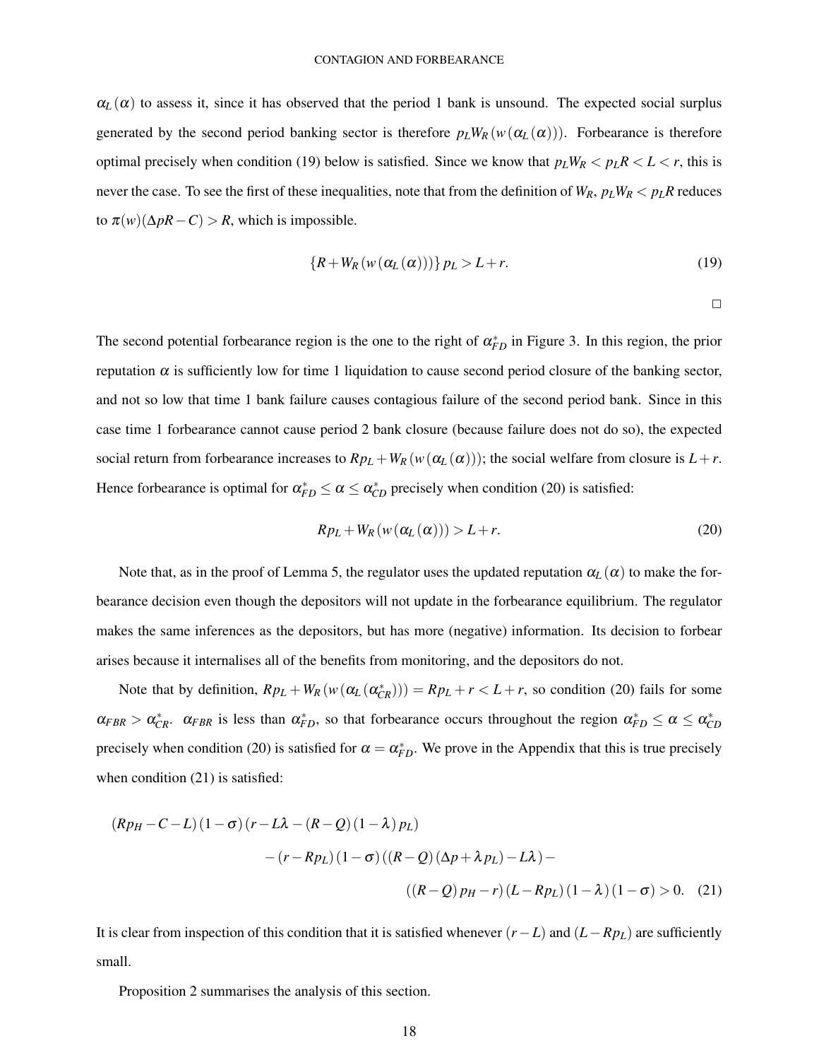$\alpha_L(\alpha)$ to assess it, since it has observed that the period 1 bank is unsound. The expected social surplus generated by the second period banking sector is therefore $p_L W_R(w(\alpha_L(\alpha)))$. Forbearance is therefore optimal precisely when condition (19) below is satisfied. Since we know that $p_L W_R < p_L R < L < r$, this is never the case. To see the first of these inequalities, note that from the definition of $W_R$, $p_L W_R < p_L R$ reduces to $\pi(w)(\Delta p R - C) > R$, which is impossible.

$$\{R + W_R(w(\alpha_L(\alpha)))\} p_L > L + r. \tag{19}$$

□

The second potential forbearance region is the one to the right of $\alpha^*_{FD}$ in Figure 3. In this region, the prior reputation $\alpha$ is sufficiently low for time 1 liquidation to cause second period closure of the banking sector, and not so low that time 1 bank failure causes contagious failure of the second period bank. Since in this case time 1 forbearance cannot cause period 2 bank closure (because failure does not do so), the expected social return from forbearance increases to $Rp_L + W_R(w(\alpha_L(\alpha)))$; the social welfare from closure is $L + r$. Hence forbearance is optimal for $\alpha^*_{FD} \leq \alpha \leq \alpha^*_{CD}$ precisely when condition (20) is satisfied:

$$Rp_L + W_R(w(\alpha_L(\alpha))) > L + r. \tag{20}$$

Note that, as in the proof of Lemma 5, the regulator uses the updated reputation $\alpha_L(\alpha)$ to make the forbearance decision even though the depositors will not update in the forbearance equilibrium. The regulator makes the same inferences as the depositors, but has more (negative) information. Its decision to forbear arises because it internalises all of the benefits from monitoring, and the depositors do not.

Note that by definition, $Rp_L + W_R(w(\alpha_L(\alpha^*_{CR}))) = Rp_L + r < L + r$, so condition (20) fails for some $\alpha_{FBR} > \alpha^*_{CR}$. $\alpha_{FBR}$ is less than $\alpha^*_{FD}$, so that forbearance occurs throughout the region $\alpha^*_{FD} \leq \alpha \leq \alpha^*_{CD}$ precisely when condition (20) is satisfied for $\alpha = \alpha^*_{FD}$. We prove in the Appendix that this is true precisely when condition (21) is satisfied:

$$\begin{aligned}(Rp_H - C - L)(1-\sigma)(r - L\lambda - (R-Q)(1-\lambda)p_L) \\ - (r - Rp_L)(1-\sigma)((R-Q)(\Delta p + \lambda p_L) - L\lambda) - \\ ((R-Q)p_H - r)(L - Rp_L)(1-\lambda)(1-\sigma) > 0.\end{aligned} \tag{21}$$

It is clear from inspection of this condition that it is satisfied whenever $(r - L)$ and $(L - Rp_L)$ are sufficiently small.

Proposition 2 summarises the analysis of this section.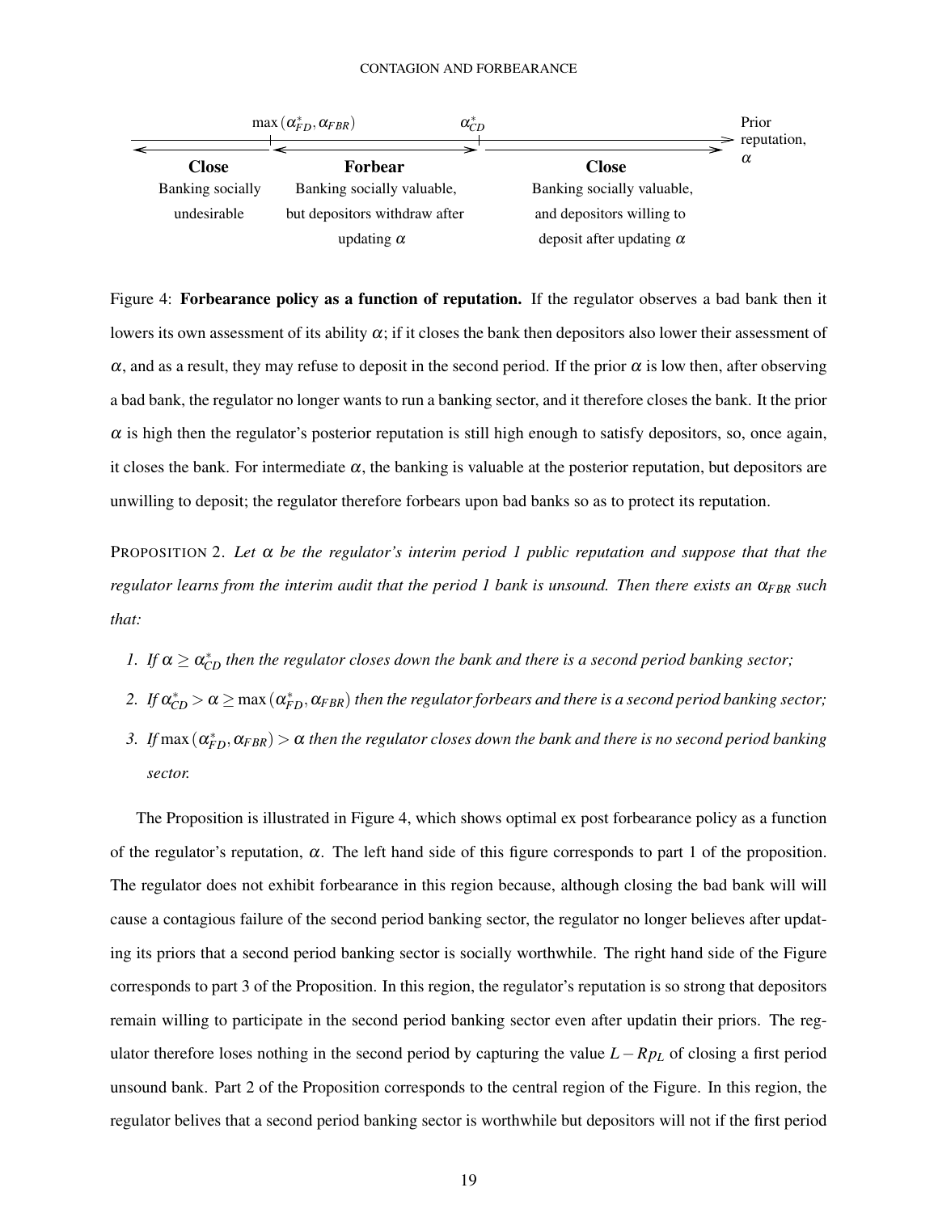$\max(\alpha^*_{FD}, \alpha_{FBR})$ $\alpha^*_{CD}$ Prior reputation, $\alpha$

| **Close** | **Forbear** | **Close** |
|---|---|---|
| Banking socially undesirable | Banking socially valuable, but depositors withdraw after updating $\alpha$ | Banking socially valuable, and depositors willing to deposit after updating $\alpha$ |

Figure 4: **Forbearance policy as a function of reputation.** If the regulator observes a bad bank then it lowers its own assessment of its ability $\alpha$; if it closes the bank then depositors also lower their assessment of $\alpha$, and as a result, they may refuse to deposit in the second period. If the prior $\alpha$ is low then, after observing a bad bank, the regulator no longer wants to run a banking sector, and it therefore closes the bank. It the prior $\alpha$ is high then the regulator's posterior reputation is still high enough to satisfy depositors, so, once again, it closes the bank. For intermediate $\alpha$, the banking is valuable at the posterior reputation, but depositors are unwilling to deposit; the regulator therefore forbears upon bad banks so as to protect its reputation.

PROPOSITION 2. *Let $\alpha$ be the regulator's interim period 1 public reputation and suppose that that the regulator learns from the interim audit that the period 1 bank is unsound. Then there exists an $\alpha_{FBR}$ such that:*

1. *If $\alpha \geq \alpha^*_{CD}$ then the regulator closes down the bank and there is a second period banking sector;*
2. *If $\alpha^*_{CD} > \alpha \geq \max(\alpha^*_{FD}, \alpha_{FBR})$ then the regulator forbears and there is a second period banking sector;*
3. *If $\max(\alpha^*_{FD}, \alpha_{FBR}) > \alpha$ then the regulator closes down the bank and there is no second period banking sector.*

The Proposition is illustrated in Figure 4, which shows optimal ex post forbearance policy as a function of the regulator's reputation, $\alpha$. The left hand side of this figure corresponds to part 1 of the proposition. The regulator does not exhibit forbearance in this region because, although closing the bad bank will will cause a contagious failure of the second period banking sector, the regulator no longer believes after updating its priors that a second period banking sector is socially worthwhile. The right hand side of the Figure corresponds to part 3 of the Proposition. In this region, the regulator's reputation is so strong that depositors remain willing to participate in the second period banking sector even after updatin their priors. The regulator therefore loses nothing in the second period by capturing the value $L - Rp_L$ of closing a first period unsound bank. Part 2 of the Proposition corresponds to the central region of the Figure. In this region, the regulator belives that a second period banking sector is worthwhile but depositors will not if the first period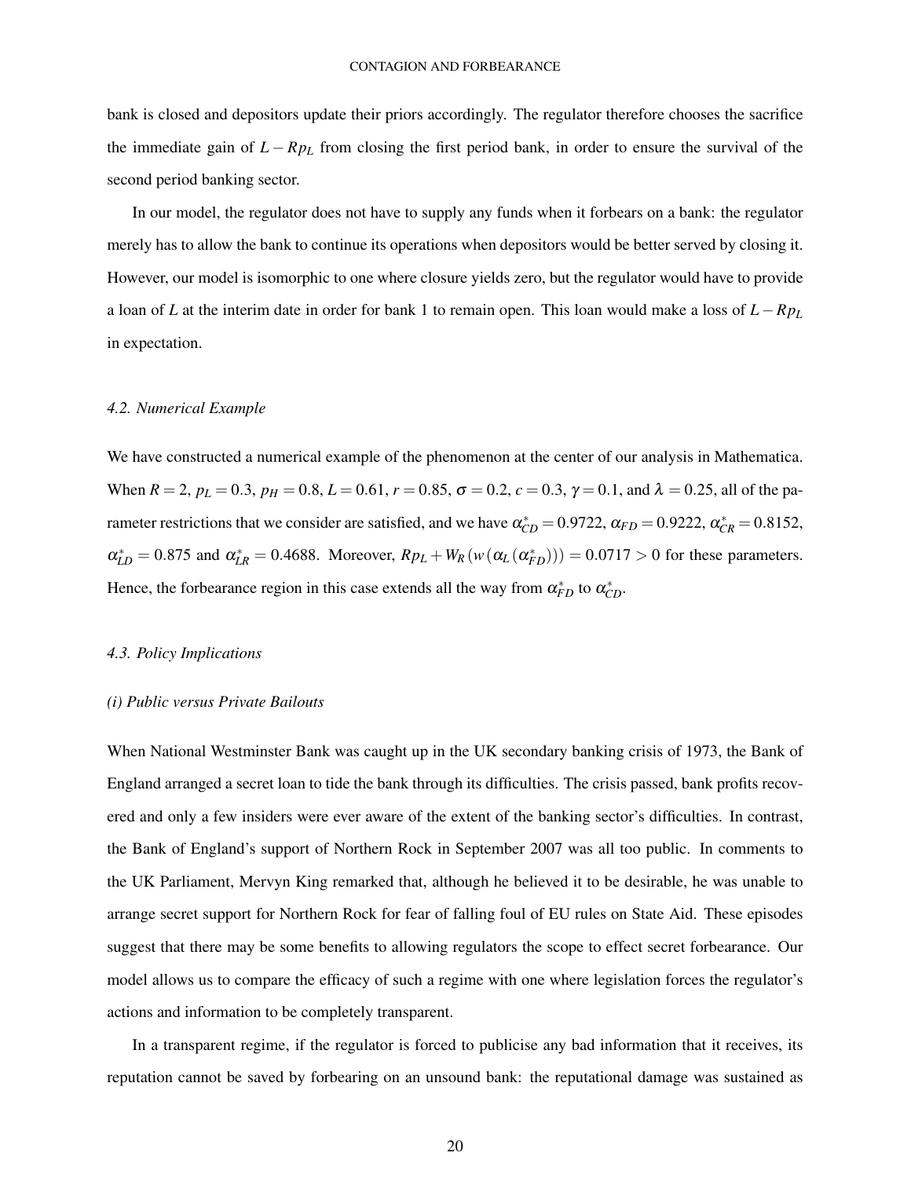bank is closed and depositors update their priors accordingly. The regulator therefore chooses the sacrifice the immediate gain of $L - Rp_L$ from closing the first period bank, in order to ensure the survival of the second period banking sector.

In our model, the regulator does not have to supply any funds when it forbears on a bank: the regulator merely has to allow the bank to continue its operations when depositors would be better served by closing it. However, our model is isomorphic to one where closure yields zero, but the regulator would have to provide a loan of $L$ at the interim date in order for bank 1 to remain open. This loan would make a loss of $L - Rp_L$ in expectation.

### *4.2. Numerical Example*

We have constructed a numerical example of the phenomenon at the center of our analysis in Mathematica. When $R = 2$, $p_L = 0.3$, $p_H = 0.8$, $L = 0.61$, $r = 0.85$, $\sigma = 0.2$, $c = 0.3$, $\gamma = 0.1$, and $\lambda = 0.25$, all of the parameter restrictions that we consider are satisfied, and we have $\alpha^*_{CD} = 0.9722$, $\alpha_{FD} = 0.9222$, $\alpha^*_{CR} = 0.8152$, $\alpha^*_{LD} = 0.875$ and $\alpha^*_{LR} = 0.4688$. Moreover, $Rp_L + W_R(w(\alpha_L(\alpha^*_{FD}))) = 0.0717 > 0$ for these parameters. Hence, the forbearance region in this case extends all the way from $\alpha^*_{FD}$ to $\alpha^*_{CD}$.

### *4.3. Policy Implications*

#### *(i) Public versus Private Bailouts*

When National Westminster Bank was caught up in the UK secondary banking crisis of 1973, the Bank of England arranged a secret loan to tide the bank through its difficulties. The crisis passed, bank profits recovered and only a few insiders were ever aware of the extent of the banking sector's difficulties. In contrast, the Bank of England's support of Northern Rock in September 2007 was all too public. In comments to the UK Parliament, Mervyn King remarked that, although he believed it to be desirable, he was unable to arrange secret support for Northern Rock for fear of falling foul of EU rules on State Aid. These episodes suggest that there may be some benefits to allowing regulators the scope to effect secret forbearance. Our model allows us to compare the efficacy of such a regime with one where legislation forces the regulator's actions and information to be completely transparent.

In a transparent regime, if the regulator is forced to publicise any bad information that it receives, its reputation cannot be saved by forbearing on an unsound bank: the reputational damage was sustained as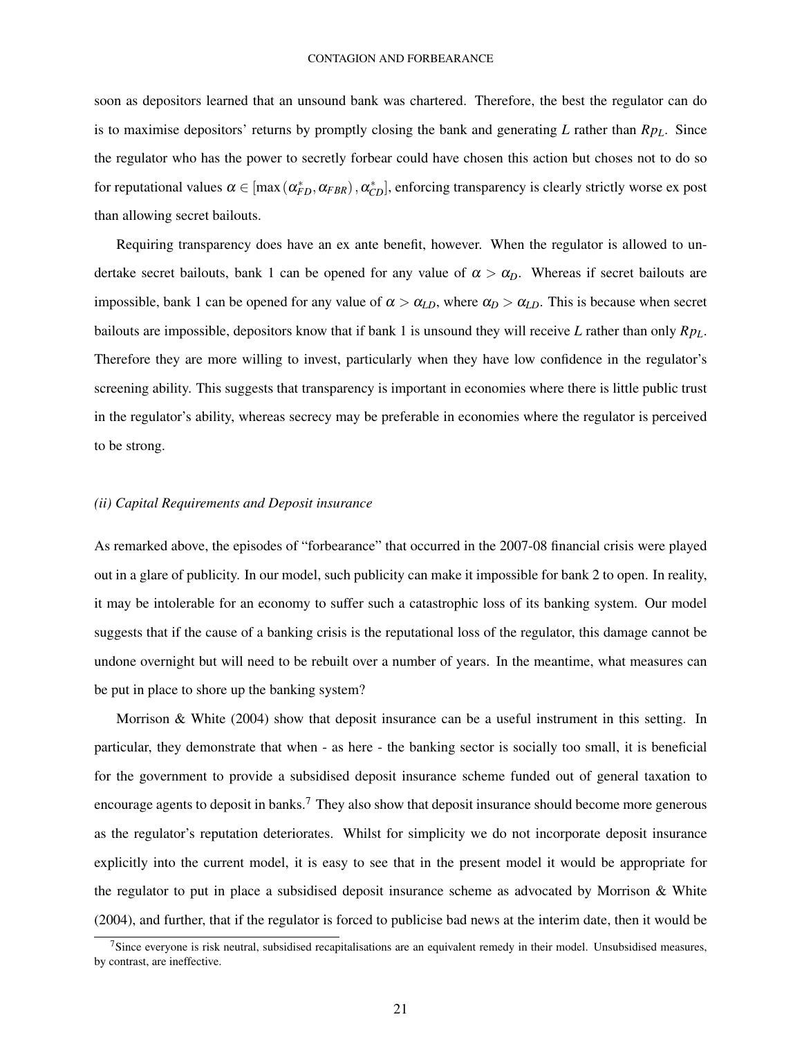soon as depositors learned that an unsound bank was chartered. Therefore, the best the regulator can do is to maximise depositors' returns by promptly closing the bank and generating $L$ rather than $Rp_L$. Since the regulator who has the power to secretly forbear could have chosen this action but choses not to do so for reputational values $\alpha \in [\max(\alpha^*_{FD}, \alpha_{FBR}), \alpha^*_{CD}]$, enforcing transparency is clearly strictly worse ex post than allowing secret bailouts.

Requiring transparency does have an ex ante benefit, however. When the regulator is allowed to undertake secret bailouts, bank 1 can be opened for any value of $\alpha > \alpha_D$. Whereas if secret bailouts are impossible, bank 1 can be opened for any value of $\alpha > \alpha_{LD}$, where $\alpha_D > \alpha_{LD}$. This is because when secret bailouts are impossible, depositors know that if bank 1 is unsound they will receive $L$ rather than only $Rp_L$. Therefore they are more willing to invest, particularly when they have low confidence in the regulator's screening ability. This suggests that transparency is important in economies where there is little public trust in the regulator's ability, whereas secrecy may be preferable in economies where the regulator is perceived to be strong.

*(ii) Capital Requirements and Deposit insurance*

As remarked above, the episodes of "forbearance" that occurred in the 2007-08 financial crisis were played out in a glare of publicity. In our model, such publicity can make it impossible for bank 2 to open. In reality, it may be intolerable for an economy to suffer such a catastrophic loss of its banking system. Our model suggests that if the cause of a banking crisis is the reputational loss of the regulator, this damage cannot be undone overnight but will need to be rebuilt over a number of years. In the meantime, what measures can be put in place to shore up the banking system?

Morrison & White (2004) show that deposit insurance can be a useful instrument in this setting. In particular, they demonstrate that when - as here - the banking sector is socially too small, it is beneficial for the government to provide a subsidised deposit insurance scheme funded out of general taxation to encourage agents to deposit in banks.[7] They also show that deposit insurance should become more generous as the regulator's reputation deteriorates. Whilst for simplicity we do not incorporate deposit insurance explicitly into the current model, it is easy to see that in the present model it would be appropriate for the regulator to put in place a subsidised deposit insurance scheme as advocated by Morrison & White (2004), and further, that if the regulator is forced to publicise bad news at the interim date, then it would be

[7] Since everyone is risk neutral, subsidised recapitalisations are an equivalent remedy in their model. Unsubsidised measures, by contrast, are ineffective.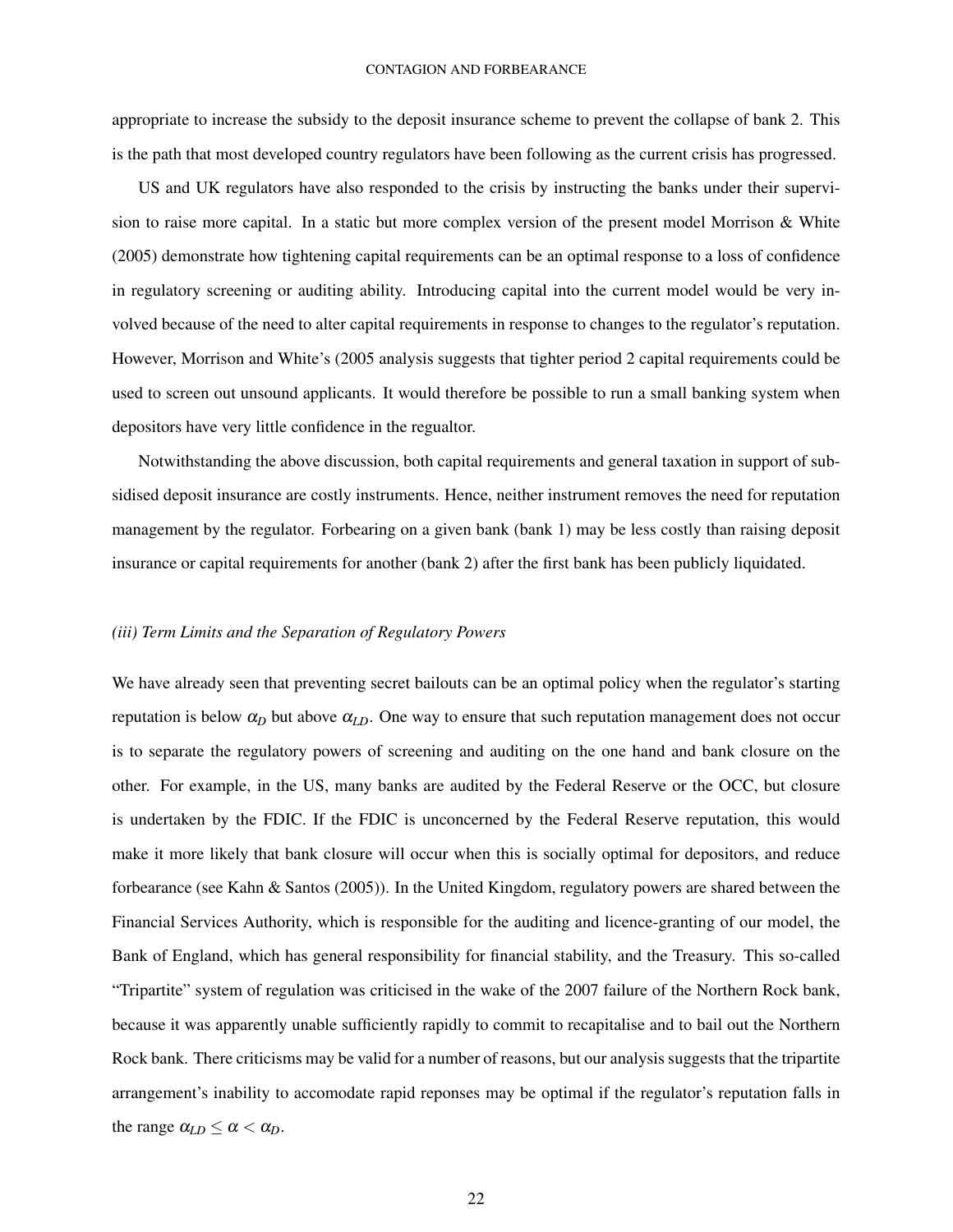appropriate to increase the subsidy to the deposit insurance scheme to prevent the collapse of bank 2. This is the path that most developed country regulators have been following as the current crisis has progressed.

US and UK regulators have also responded to the crisis by instructing the banks under their supervision to raise more capital. In a static but more complex version of the present model Morrison & White (2005) demonstrate how tightening capital requirements can be an optimal response to a loss of confidence in regulatory screening or auditing ability. Introducing capital into the current model would be very involved because of the need to alter capital requirements in response to changes to the regulator's reputation. However, Morrison and White's (2005 analysis suggests that tighter period 2 capital requirements could be used to screen out unsound applicants. It would therefore be possible to run a small banking system when depositors have very little confidence in the regualtor.

Notwithstanding the above discussion, both capital requirements and general taxation in support of subsidised deposit insurance are costly instruments. Hence, neither instrument removes the need for reputation management by the regulator. Forbearing on a given bank (bank 1) may be less costly than raising deposit insurance or capital requirements for another (bank 2) after the first bank has been publicly liquidated.

*(iii) Term Limits and the Separation of Regulatory Powers*

We have already seen that preventing secret bailouts can be an optimal policy when the regulator's starting reputation is below $\alpha_D$ but above $\alpha_{LD}$. One way to ensure that such reputation management does not occur is to separate the regulatory powers of screening and auditing on the one hand and bank closure on the other. For example, in the US, many banks are audited by the Federal Reserve or the OCC, but closure is undertaken by the FDIC. If the FDIC is unconcerned by the Federal Reserve reputation, this would make it more likely that bank closure will occur when this is socially optimal for depositors, and reduce forbearance (see Kahn & Santos (2005)). In the United Kingdom, regulatory powers are shared between the Financial Services Authority, which is responsible for the auditing and licence-granting of our model, the Bank of England, which has general responsibility for financial stability, and the Treasury. This so-called "Tripartite" system of regulation was criticised in the wake of the 2007 failure of the Northern Rock bank, because it was apparently unable sufficiently rapidly to commit to recapitalise and to bail out the Northern Rock bank. There criticisms may be valid for a number of reasons, but our analysis suggests that the tripartite arrangement's inability to accomodate rapid reponses may be optimal if the regulator's reputation falls in the range $\alpha_{LD} \leq \alpha < \alpha_D$.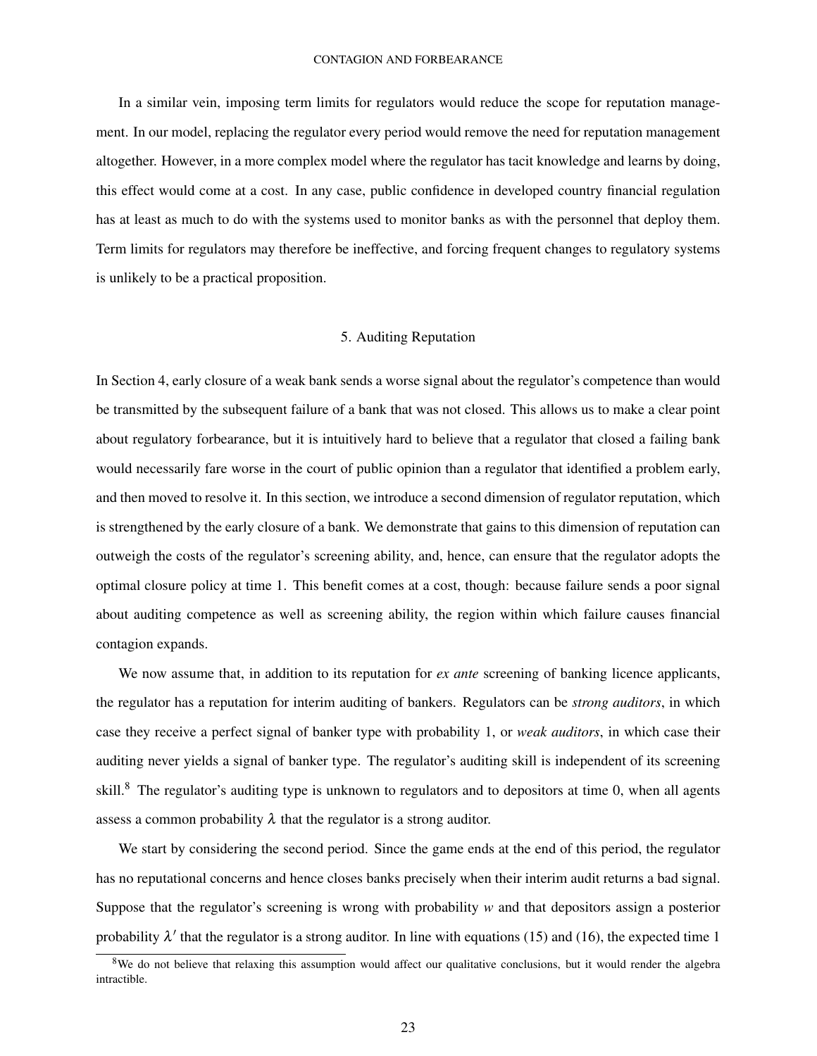In a similar vein, imposing term limits for regulators would reduce the scope for reputation management. In our model, replacing the regulator every period would remove the need for reputation management altogether. However, in a more complex model where the regulator has tacit knowledge and learns by doing, this effect would come at a cost. In any case, public confidence in developed country financial regulation has at least as much to do with the systems used to monitor banks as with the personnel that deploy them. Term limits for regulators may therefore be ineffective, and forcing frequent changes to regulatory systems is unlikely to be a practical proposition.

## 5. Auditing Reputation

In Section 4, early closure of a weak bank sends a worse signal about the regulator's competence than would be transmitted by the subsequent failure of a bank that was not closed. This allows us to make a clear point about regulatory forbearance, but it is intuitively hard to believe that a regulator that closed a failing bank would necessarily fare worse in the court of public opinion than a regulator that identified a problem early, and then moved to resolve it. In this section, we introduce a second dimension of regulator reputation, which is strengthened by the early closure of a bank. We demonstrate that gains to this dimension of reputation can outweigh the costs of the regulator's screening ability, and, hence, can ensure that the regulator adopts the optimal closure policy at time 1. This benefit comes at a cost, though: because failure sends a poor signal about auditing competence as well as screening ability, the region within which failure causes financial contagion expands.

We now assume that, in addition to its reputation for *ex ante* screening of banking licence applicants, the regulator has a reputation for interim auditing of bankers. Regulators can be *strong auditors*, in which case they receive a perfect signal of banker type with probability 1, or *weak auditors*, in which case their auditing never yields a signal of banker type. The regulator's auditing skill is independent of its screening skill.[8] The regulator's auditing type is unknown to regulators and to depositors at time 0, when all agents assess a common probability $\lambda$ that the regulator is a strong auditor.

We start by considering the second period. Since the game ends at the end of this period, the regulator has no reputational concerns and hence closes banks precisely when their interim audit returns a bad signal. Suppose that the regulator's screening is wrong with probability $w$ and that depositors assign a posterior probability $\lambda'$ that the regulator is a strong auditor. In line with equations (15) and (16), the expected time 1

[8] We do not believe that relaxing this assumption would affect our qualitative conclusions, but it would render the algebra intractible.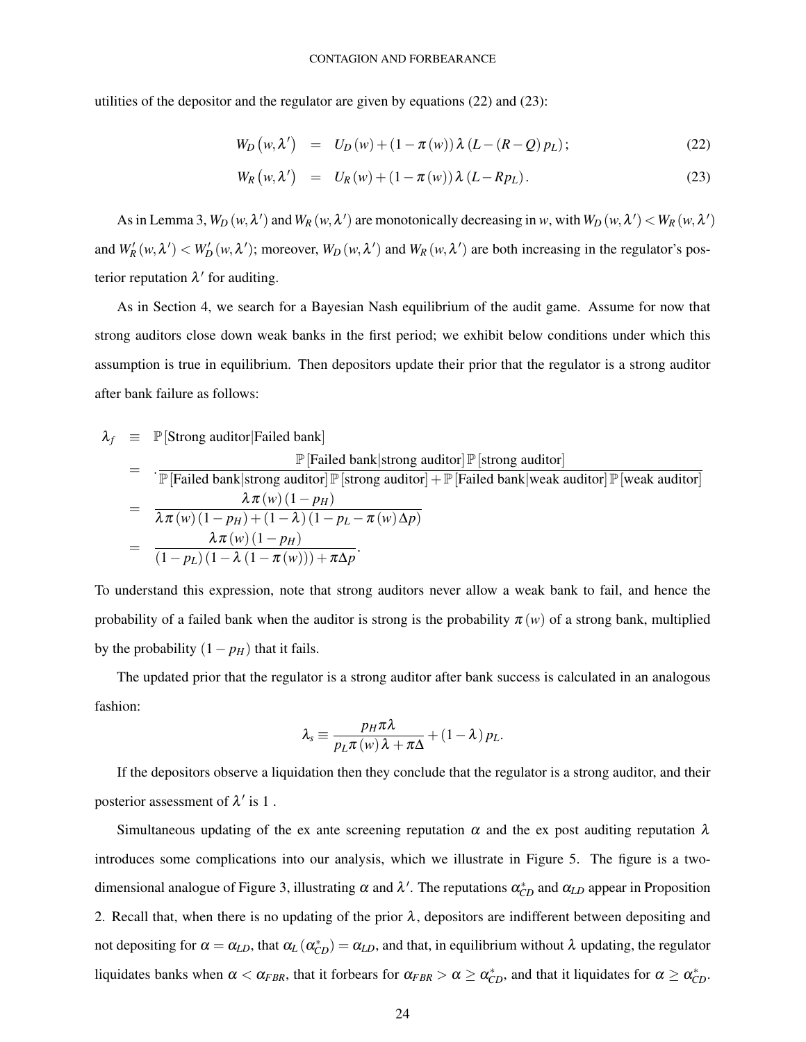utilities of the depositor and the regulator are given by equations (22) and (23):

$$
\begin{aligned}
W_D(w, \lambda') &= U_D(w) + (1 - \pi(w)) \lambda (L - (R - Q) p_L); \qquad (22) \\
W_R(w, \lambda') &= U_R(w) + (1 - \pi(w)) \lambda (L - R p_L). \qquad (23)
\end{aligned}
$$

As in Lemma 3, $W_D(w, \lambda')$ and $W_R(w, \lambda')$ are monotonically decreasing in $w$, with $W_D(w, \lambda') < W_R(w, \lambda')$ and $W_R'(w, \lambda') < W_D'(w, \lambda')$; moreover, $W_D(w, \lambda')$ and $W_R(w, \lambda')$ are both increasing in the regulator's posterior reputation $\lambda'$ for auditing.

As in Section 4, we search for a Bayesian Nash equilibrium of the audit game. Assume for now that strong auditors close down weak banks in the first period; we exhibit below conditions under which this assumption is true in equilibrium. Then depositors update their prior that the regulator is a strong auditor after bank failure as follows:

$$
\begin{aligned}
\lambda_f &\equiv \mathbb{P}[\text{Strong auditor}|\text{Failed bank}] \\
&= \cdot \frac{\mathbb{P}[\text{Failed bank}|\text{strong auditor}]\,\mathbb{P}[\text{strong auditor}]}{\mathbb{P}[\text{Failed bank}|\text{strong auditor}]\,\mathbb{P}[\text{strong auditor}] + \mathbb{P}[\text{Failed bank}|\text{weak auditor}]\,\mathbb{P}[\text{weak auditor}]} \\
&= \frac{\lambda \pi(w)(1 - p_H)}{\lambda \pi(w)(1 - p_H) + (1 - \lambda)(1 - p_L - \pi(w)\Delta p)} \\
&= \frac{\lambda \pi(w)(1 - p_H)}{(1 - p_L)(1 - \lambda(1 - \pi(w))) + \pi \Delta p}.
\end{aligned}
$$

To understand this expression, note that strong auditors never allow a weak bank to fail, and hence the probability of a failed bank when the auditor is strong is the probability $\pi(w)$ of a strong bank, multiplied by the probability $(1 - p_H)$ that it fails.

The updated prior that the regulator is a strong auditor after bank success is calculated in an analogous fashion:

$$
\lambda_s \equiv \frac{p_H \pi \lambda}{p_L \pi(w) \lambda + \pi \Delta} + (1 - \lambda) p_L.
$$

If the depositors observe a liquidation then they conclude that the regulator is a strong auditor, and their posterior assessment of $\lambda'$ is 1 .

Simultaneous updating of the ex ante screening reputation $\alpha$ and the ex post auditing reputation $\lambda$ introduces some complications into our analysis, which we illustrate in Figure 5. The figure is a two-dimensional analogue of Figure 3, illustrating $\alpha$ and $\lambda'$. The reputations $\alpha_{CD}^*$ and $\alpha_{LD}$ appear in Proposition 2. Recall that, when there is no updating of the prior $\lambda$, depositors are indifferent between depositing and not depositing for $\alpha = \alpha_{LD}$, that $\alpha_L(\alpha_{CD}^*) = \alpha_{LD}$, and that, in equilibrium without $\lambda$ updating, the regulator liquidates banks when $\alpha < \alpha_{FBR}$, that it forbears for $\alpha_{FBR} > \alpha \geq \alpha_{CD}^*$, and that it liquidates for $\alpha \geq \alpha_{CD}^*$.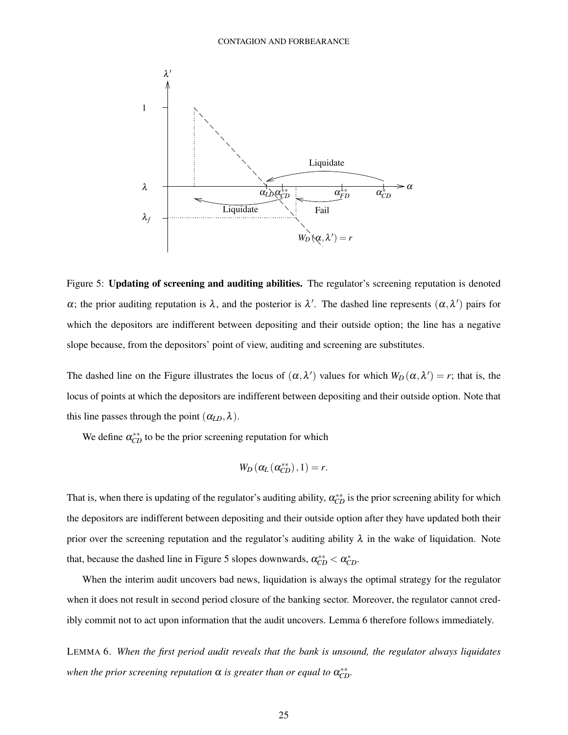Figure 5: **Updating of screening and auditing abilities.** The regulator's screening reputation is denoted $\alpha$; the prior auditing reputation is $\lambda$, and the posterior is $\lambda'$. The dashed line represents $(\alpha, \lambda')$ pairs for which the depositors are indifferent between depositing and their outside option; the line has a negative slope because, from the depositors' point of view, auditing and screening are substitutes.

The dashed line on the Figure illustrates the locus of $(\alpha, \lambda')$ values for which $W_D(\alpha, \lambda') = r$; that is, the locus of points at which the depositors are indifferent between depositing and their outside option. Note that this line passes through the point $(\alpha_{LD}, \lambda)$.

We define $\alpha_{CD}^{**}$ to be the prior screening reputation for which

$$W_D(\alpha_L(\alpha_{CD}^{**}), 1) = r.$$

That is, when there is updating of the regulator's auditing ability, $\alpha_{CD}^{**}$ is the prior screening ability for which the depositors are indifferent between depositing and their outside option after they have updated both their prior over the screening reputation and the regulator's auditing ability $\lambda$ in the wake of liquidation. Note that, because the dashed line in Figure 5 slopes downwards, $\alpha_{CD}^{**} < \alpha_{CD}^{*}$.

When the interim audit uncovers bad news, liquidation is always the optimal strategy for the regulator when it does not result in second period closure of the banking sector. Moreover, the regulator cannot credibly commit not to act upon information that the audit uncovers. Lemma 6 therefore follows immediately.

LEMMA 6. *When the first period audit reveals that the bank is unsound, the regulator always liquidates when the prior screening reputation $\alpha$ is greater than or equal to $\alpha_{CD}^{**}$.*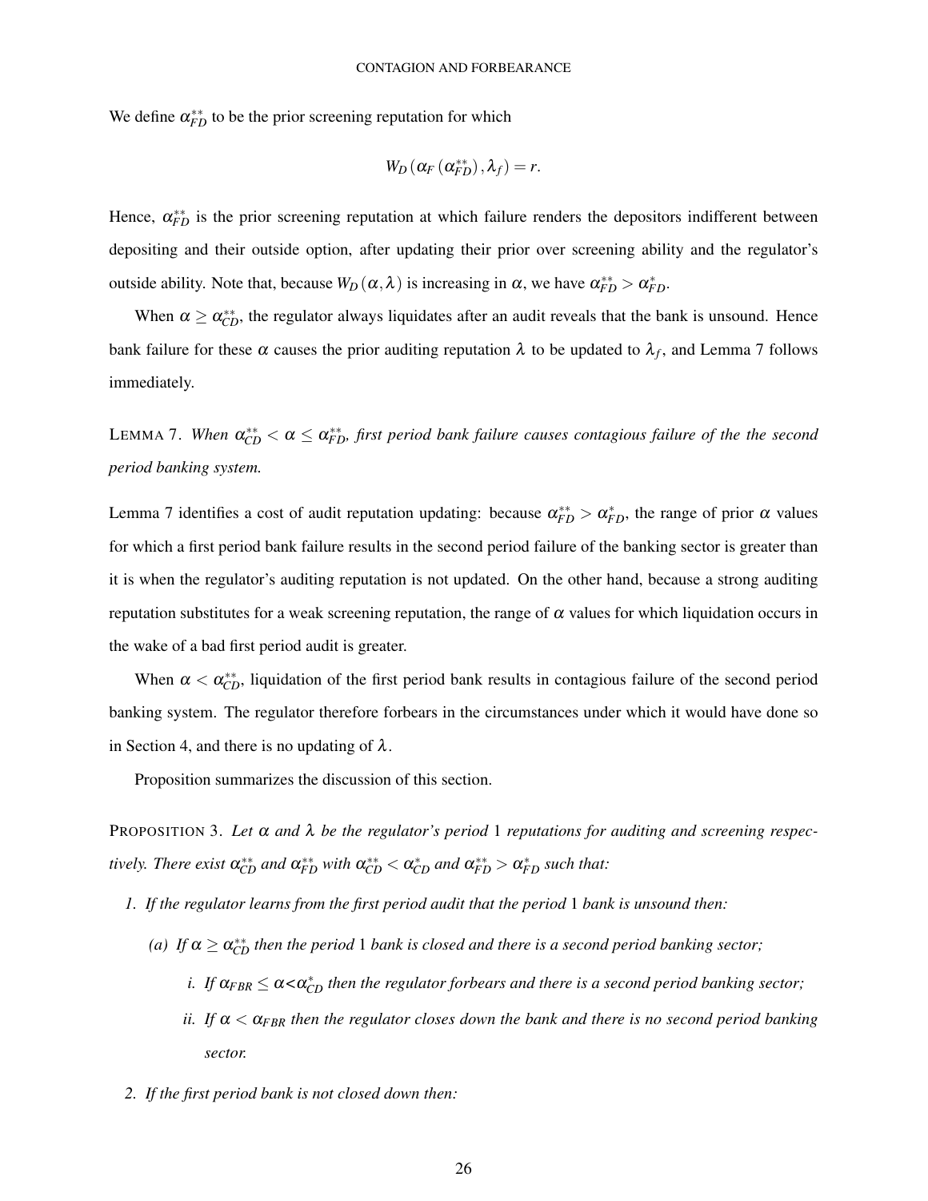We define $\alpha_{FD}^{**}$ to be the prior screening reputation for which

$$W_D(\alpha_F(\alpha_{FD}^{**}), \lambda_f) = r.$$

Hence, $\alpha_{FD}^{**}$ is the prior screening reputation at which failure renders the depositors indifferent between depositing and their outside option, after updating their prior over screening ability and the regulator's outside ability. Note that, because $W_D(\alpha, \lambda)$ is increasing in $\alpha$, we have $\alpha_{FD}^{**} > \alpha_{FD}^{*}$.

When $\alpha \geq \alpha_{CD}^{**}$, the regulator always liquidates after an audit reveals that the bank is unsound. Hence bank failure for these $\alpha$ causes the prior auditing reputation $\lambda$ to be updated to $\lambda_f$, and Lemma 7 follows immediately.

LEMMA 7. *When $\alpha_{CD}^{**} < \alpha \leq \alpha_{FD}^{**}$, first period bank failure causes contagious failure of the the second period banking system.*

Lemma 7 identifies a cost of audit reputation updating: because $\alpha_{FD}^{**} > \alpha_{FD}^{*}$, the range of prior $\alpha$ values for which a first period bank failure results in the second period failure of the banking sector is greater than it is when the regulator's auditing reputation is not updated. On the other hand, because a strong auditing reputation substitutes for a weak screening reputation, the range of $\alpha$ values for which liquidation occurs in the wake of a bad first period audit is greater.

When $\alpha < \alpha_{CD}^{**}$, liquidation of the first period bank results in contagious failure of the second period banking system. The regulator therefore forbears in the circumstances under which it would have done so in Section 4, and there is no updating of $\lambda$.

Proposition summarizes the discussion of this section.

PROPOSITION 3. *Let $\alpha$ and $\lambda$ be the regulator's period 1 reputations for auditing and screening respectively. There exist $\alpha_{CD}^{**}$ and $\alpha_{FD}^{**}$ with $\alpha_{CD}^{**} < \alpha_{CD}^{*}$ and $\alpha_{FD}^{**} > \alpha_{FD}^{*}$ such that:*

1. *If the regulator learns from the first period audit that the period 1 bank is unsound then:*
   (a) *If $\alpha \geq \alpha_{CD}^{**}$ then the period 1 bank is closed and there is a second period banking sector;*
      i. *If $\alpha_{FBR} \leq \alpha < \alpha_{CD}^{*}$ then the regulator forbears and there is a second period banking sector;*
      ii. *If $\alpha < \alpha_{FBR}$ then the regulator closes down the bank and there is no second period banking sector.*
2. *If the first period bank is not closed down then:*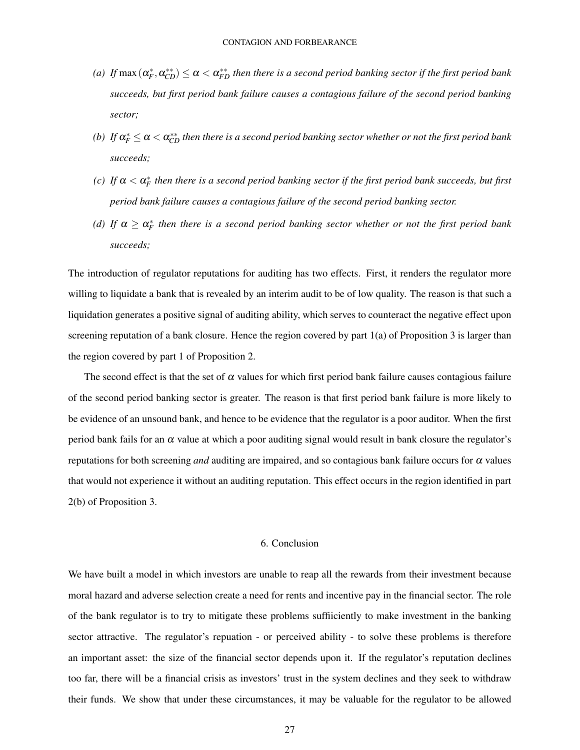*(a) If* $\max(\alpha_F^*, \alpha_{CD}^{**}) \le \alpha < \alpha_{FD}^{**}$ *then there is a second period banking sector if the first period bank succeeds, but first period bank failure causes a contagious failure of the second period banking sector;*

*(b) If* $\alpha_F^* \le \alpha < \alpha_{CD}^{**}$ *then there is a second period banking sector whether or not the first period bank succeeds;*

*(c) If* $\alpha < \alpha_F^*$ *then there is a second period banking sector if the first period bank succeeds, but first period bank failure causes a contagious failure of the second period banking sector.*

*(d) If* $\alpha \ge \alpha_F^*$ *then there is a second period banking sector whether or not the first period bank succeeds;*

The introduction of regulator reputations for auditing has two effects. First, it renders the regulator more willing to liquidate a bank that is revealed by an interim audit to be of low quality. The reason is that such a liquidation generates a positive signal of auditing ability, which serves to counteract the negative effect upon screening reputation of a bank closure. Hence the region covered by part 1(a) of Proposition 3 is larger than the region covered by part 1 of Proposition 2.

The second effect is that the set of $\alpha$ values for which first period bank failure causes contagious failure of the second period banking sector is greater. The reason is that first period bank failure is more likely to be evidence of an unsound bank, and hence to be evidence that the regulator is a poor auditor. When the first period bank fails for an $\alpha$ value at which a poor auditing signal would result in bank closure the regulator's reputations for both screening *and* auditing are impaired, and so contagious bank failure occurs for $\alpha$ values that would not experience it without an auditing reputation. This effect occurs in the region identified in part 2(b) of Proposition 3.

## 6. Conclusion

We have built a model in which investors are unable to reap all the rewards from their investment because moral hazard and adverse selection create a need for rents and incentive pay in the financial sector. The role of the bank regulator is to try to mitigate these problems suffiiciently to make investment in the banking sector attractive. The regulator's repuation - or perceived ability - to solve these problems is therefore an important asset: the size of the financial sector depends upon it. If the regulator's reputation declines too far, there will be a financial crisis as investors' trust in the system declines and they seek to withdraw their funds. We show that under these circumstances, it may be valuable for the regulator to be allowed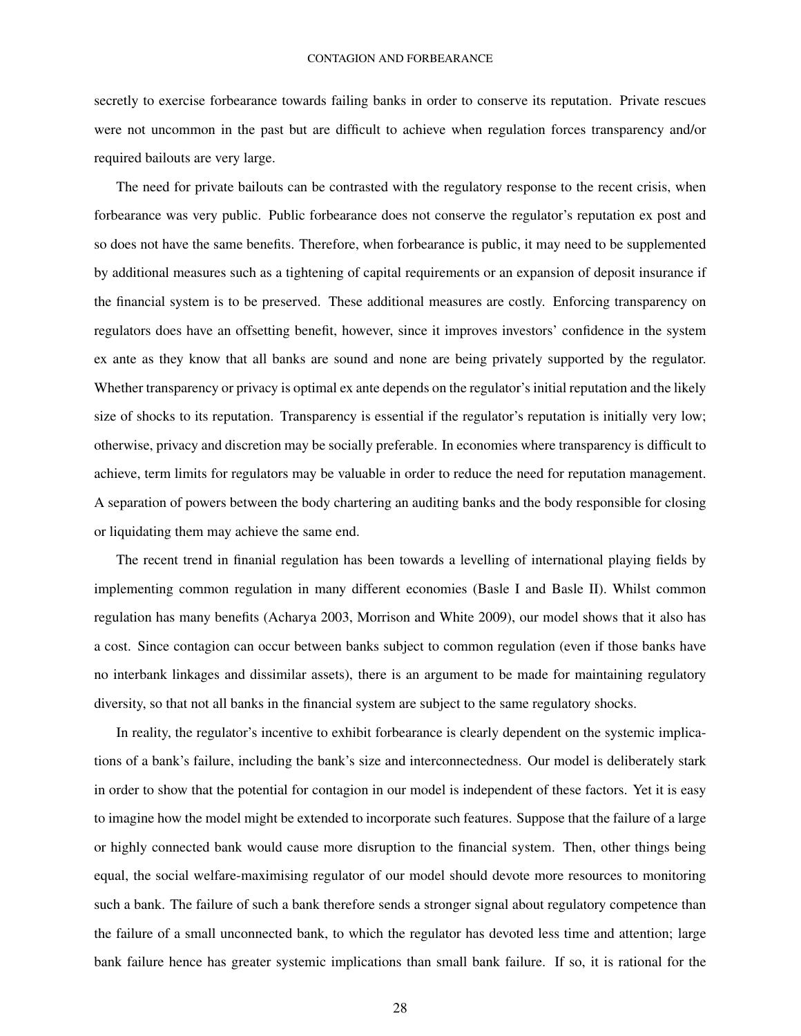secretly to exercise forbearance towards failing banks in order to conserve its reputation. Private rescues were not uncommon in the past but are difficult to achieve when regulation forces transparency and/or required bailouts are very large.

The need for private bailouts can be contrasted with the regulatory response to the recent crisis, when forbearance was very public. Public forbearance does not conserve the regulator's reputation ex post and so does not have the same benefits. Therefore, when forbearance is public, it may need to be supplemented by additional measures such as a tightening of capital requirements or an expansion of deposit insurance if the financial system is to be preserved. These additional measures are costly. Enforcing transparency on regulators does have an offsetting benefit, however, since it improves investors' confidence in the system ex ante as they know that all banks are sound and none are being privately supported by the regulator. Whether transparency or privacy is optimal ex ante depends on the regulator's initial reputation and the likely size of shocks to its reputation. Transparency is essential if the regulator's reputation is initially very low; otherwise, privacy and discretion may be socially preferable. In economies where transparency is difficult to achieve, term limits for regulators may be valuable in order to reduce the need for reputation management. A separation of powers between the body chartering an auditing banks and the body responsible for closing or liquidating them may achieve the same end.

The recent trend in finanial regulation has been towards a levelling of international playing fields by implementing common regulation in many different economies (Basle I and Basle II). Whilst common regulation has many benefits (Acharya 2003, Morrison and White 2009), our model shows that it also has a cost. Since contagion can occur between banks subject to common regulation (even if those banks have no interbank linkages and dissimilar assets), there is an argument to be made for maintaining regulatory diversity, so that not all banks in the financial system are subject to the same regulatory shocks.

In reality, the regulator's incentive to exhibit forbearance is clearly dependent on the systemic implications of a bank's failure, including the bank's size and interconnectedness. Our model is deliberately stark in order to show that the potential for contagion in our model is independent of these factors. Yet it is easy to imagine how the model might be extended to incorporate such features. Suppose that the failure of a large or highly connected bank would cause more disruption to the financial system. Then, other things being equal, the social welfare-maximising regulator of our model should devote more resources to monitoring such a bank. The failure of such a bank therefore sends a stronger signal about regulatory competence than the failure of a small unconnected bank, to which the regulator has devoted less time and attention; large bank failure hence has greater systemic implications than small bank failure. If so, it is rational for the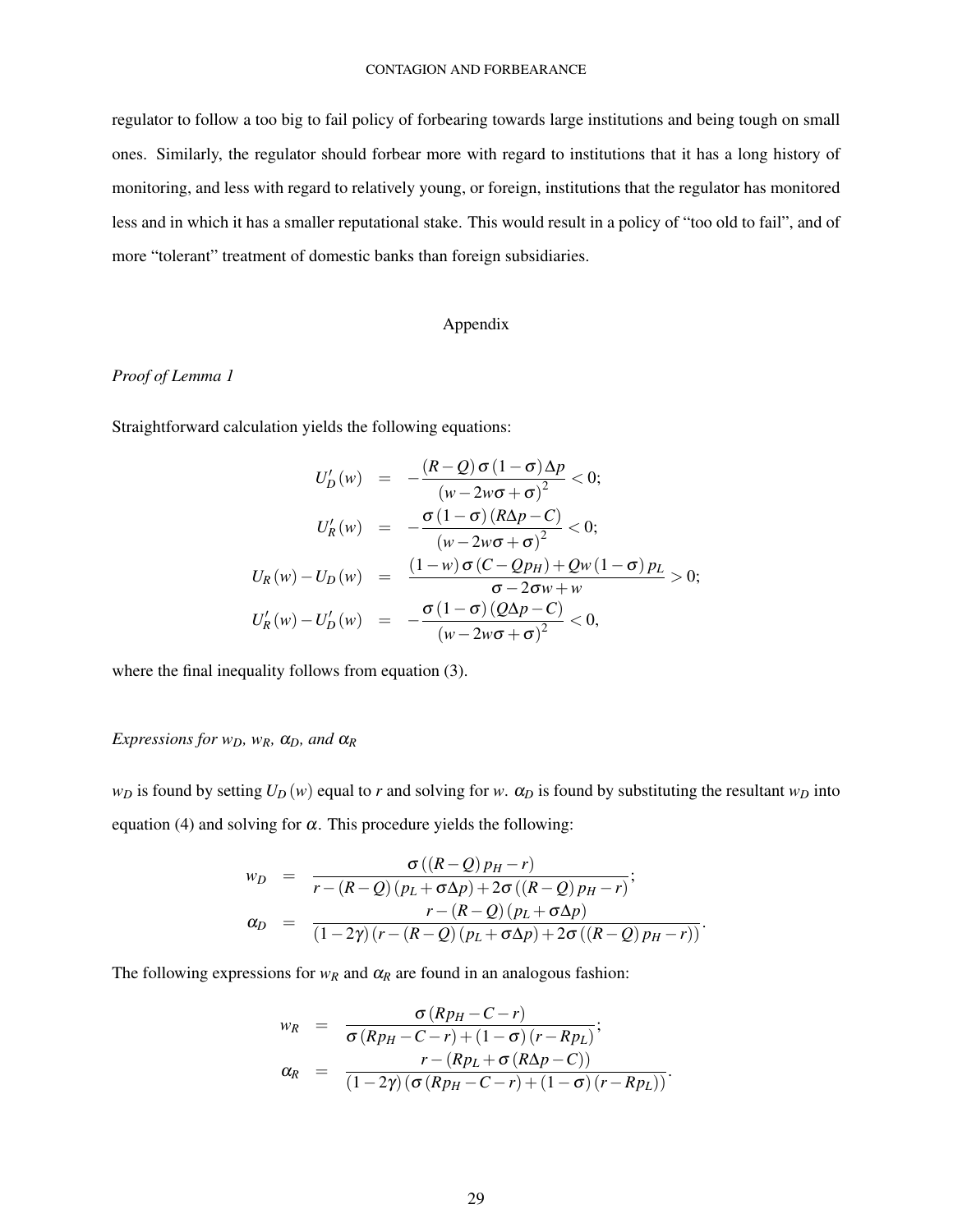regulator to follow a too big to fail policy of forbearing towards large institutions and being tough on small ones. Similarly, the regulator should forbear more with regard to institutions that it has a long history of monitoring, and less with regard to relatively young, or foreign, institutions that the regulator has monitored less and in which it has a smaller reputational stake. This would result in a policy of "too old to fail", and of more "tolerant" treatment of domestic banks than foreign subsidiaries.

## Appendix

*Proof of Lemma 1*

Straightforward calculation yields the following equations:

$$
\begin{aligned}
U_D'(w) &= -\frac{(R-Q)\,\sigma(1-\sigma)\Delta p}{(w-2w\sigma+\sigma)^2} < 0; \\
U_R'(w) &= -\frac{\sigma(1-\sigma)(R\Delta p - C)}{(w-2w\sigma+\sigma)^2} < 0; \\
U_R(w) - U_D(w) &= \frac{(1-w)\,\sigma(C-Qp_H) + Qw(1-\sigma)\,p_L}{\sigma-2\sigma w+w} > 0; \\
U_R'(w) - U_D'(w) &= -\frac{\sigma(1-\sigma)(Q\Delta p - C)}{(w-2w\sigma+\sigma)^2} < 0,
\end{aligned}
$$

where the final inequality follows from equation (3).

*Expressions for $w_D$, $w_R$, $\alpha_D$, and $\alpha_R$*

$w_D$ is found by setting $U_D(w)$ equal to $r$ and solving for $w$. $\alpha_D$ is found by substituting the resultant $w_D$ into equation (4) and solving for $\alpha$. This procedure yields the following:

$$
\begin{aligned}
w_D &= \frac{\sigma((R-Q)\,p_H - r)}{r-(R-Q)(p_L+\sigma\Delta p)+2\sigma((R-Q)\,p_H - r)}; \\
\alpha_D &= \frac{r-(R-Q)(p_L+\sigma\Delta p)}{(1-2\gamma)(r-(R-Q)(p_L+\sigma\Delta p)+2\sigma((R-Q)\,p_H-r))}.
\end{aligned}
$$

The following expressions for $w_R$ and $\alpha_R$ are found in an analogous fashion:

$$
\begin{aligned}
w_R &= \frac{\sigma(Rp_H - C - r)}{\sigma(Rp_H - C - r)+(1-\sigma)(r-Rp_L)}; \\
\alpha_R &= \frac{r-(Rp_L+\sigma(R\Delta p - C))}{(1-2\gamma)(\sigma(Rp_H - C - r)+(1-\sigma)(r-Rp_L))}.
\end{aligned}
$$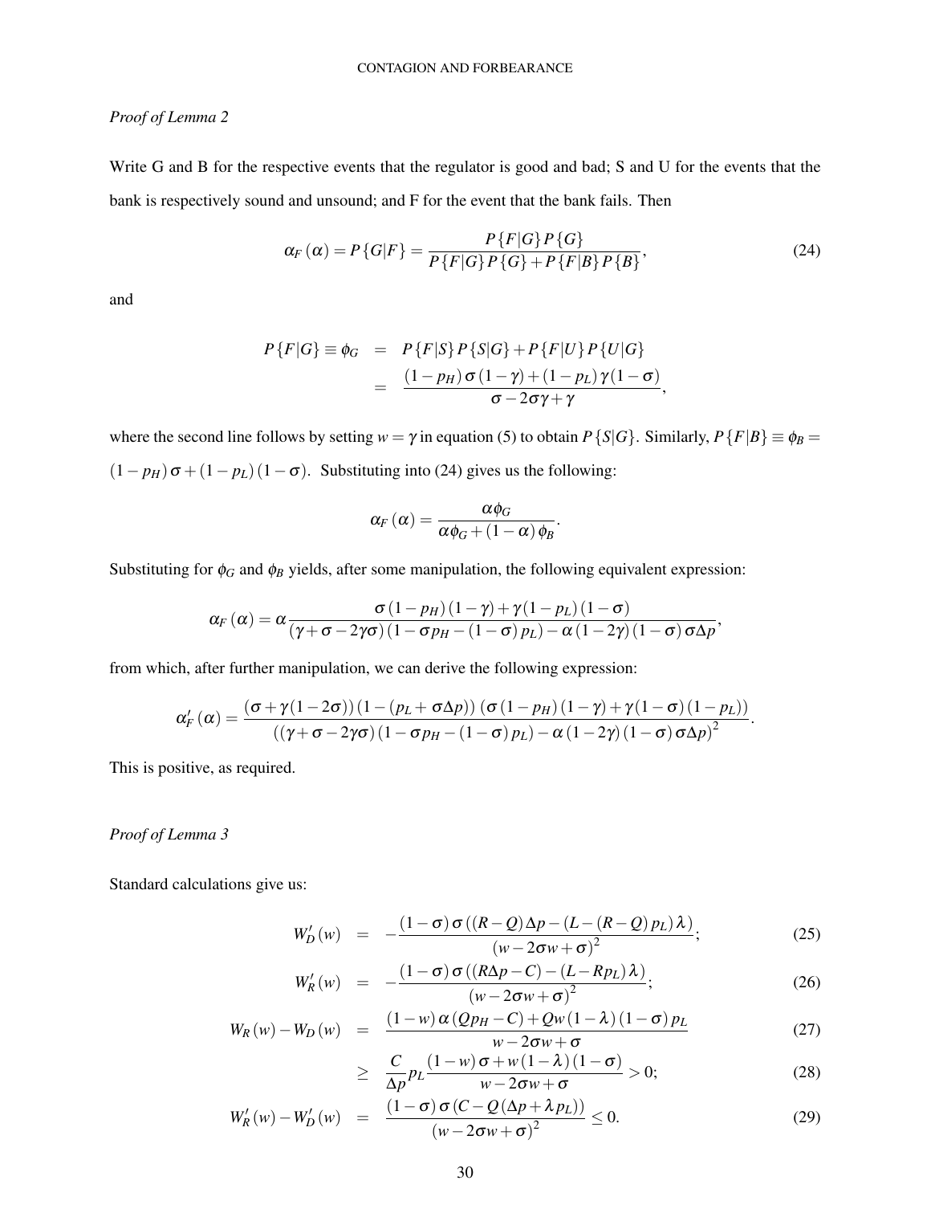*Proof of Lemma 2*

Write G and B for the respective events that the regulator is good and bad; S and U for the events that the bank is respectively sound and unsound; and F for the event that the bank fails. Then

$$\alpha_F(\alpha) = P\{G|F\} = \frac{P\{F|G\}P\{G\}}{P\{F|G\}P\{G\} + P\{F|B\}P\{B\}}, \tag{24}$$

and

$$\begin{aligned} P\{F|G\} \equiv \phi_G &= P\{F|S\}P\{S|G\} + P\{F|U\}P\{U|G\} \\ &= \frac{(1-p_H)\sigma(1-\gamma) + (1-p_L)\gamma(1-\sigma)}{\sigma - 2\sigma\gamma + \gamma}, \end{aligned}$$

where the second line follows by setting $w = \gamma$ in equation (5) to obtain $P\{S|G\}$. Similarly, $P\{F|B\} \equiv \phi_B = (1-p_H)\sigma + (1-p_L)(1-\sigma)$. Substituting into (24) gives us the following:

$$\alpha_F(\alpha) = \frac{\alpha\phi_G}{\alpha\phi_G + (1-\alpha)\phi_B}.$$

Substituting for $\phi_G$ and $\phi_B$ yields, after some manipulation, the following equivalent expression:

$$\alpha_F(\alpha) = \alpha \frac{\sigma(1-p_H)(1-\gamma) + \gamma(1-p_L)(1-\sigma)}{(\gamma + \sigma - 2\gamma\sigma)(1 - \sigma p_H - (1-\sigma)p_L) - \alpha(1-2\gamma)(1-\sigma)\sigma\Delta p},$$

from which, after further manipulation, we can derive the following expression:

$$\alpha_F'(\alpha) = \frac{(\sigma + \gamma(1-2\sigma))(1-(p_L + \sigma\Delta p))(\sigma(1-p_H)(1-\gamma) + \gamma(1-\sigma)(1-p_L))}{((\gamma + \sigma - 2\gamma\sigma)(1 - \sigma p_H - (1-\sigma)p_L) - \alpha(1-2\gamma)(1-\sigma)\sigma\Delta p)^2}.$$

This is positive, as required.

*Proof of Lemma 3*

Standard calculations give us:

$$W_D'(w) = -\frac{(1-\sigma)\sigma((R-Q)\Delta p - (L - (R-Q)p_L)\lambda)}{(w - 2\sigma w + \sigma)^2}; \tag{25}$$

$$W_R'(w) = -\frac{(1-\sigma)\sigma((R\Delta p - C) - (L - Rp_L)\lambda)}{(w - 2\sigma w + \sigma)^2}; \tag{26}$$

$$W_R(w) - W_D(w) = \frac{(1-w)\alpha(Qp_H - C) + Qw(1-\lambda)(1-\sigma)p_L}{w - 2\sigma w + \sigma} \tag{27}$$

$$\geq \frac{C}{\Delta p} p_L \frac{(1-w)\sigma + w(1-\lambda)(1-\sigma)}{w - 2\sigma w + \sigma} > 0; \tag{28}$$

$$W_R'(w) - W_D'(w) = \frac{(1-\sigma)\sigma(C - Q(\Delta p + \lambda p_L))}{(w - 2\sigma w + \sigma)^2} \leq 0. \tag{29}$$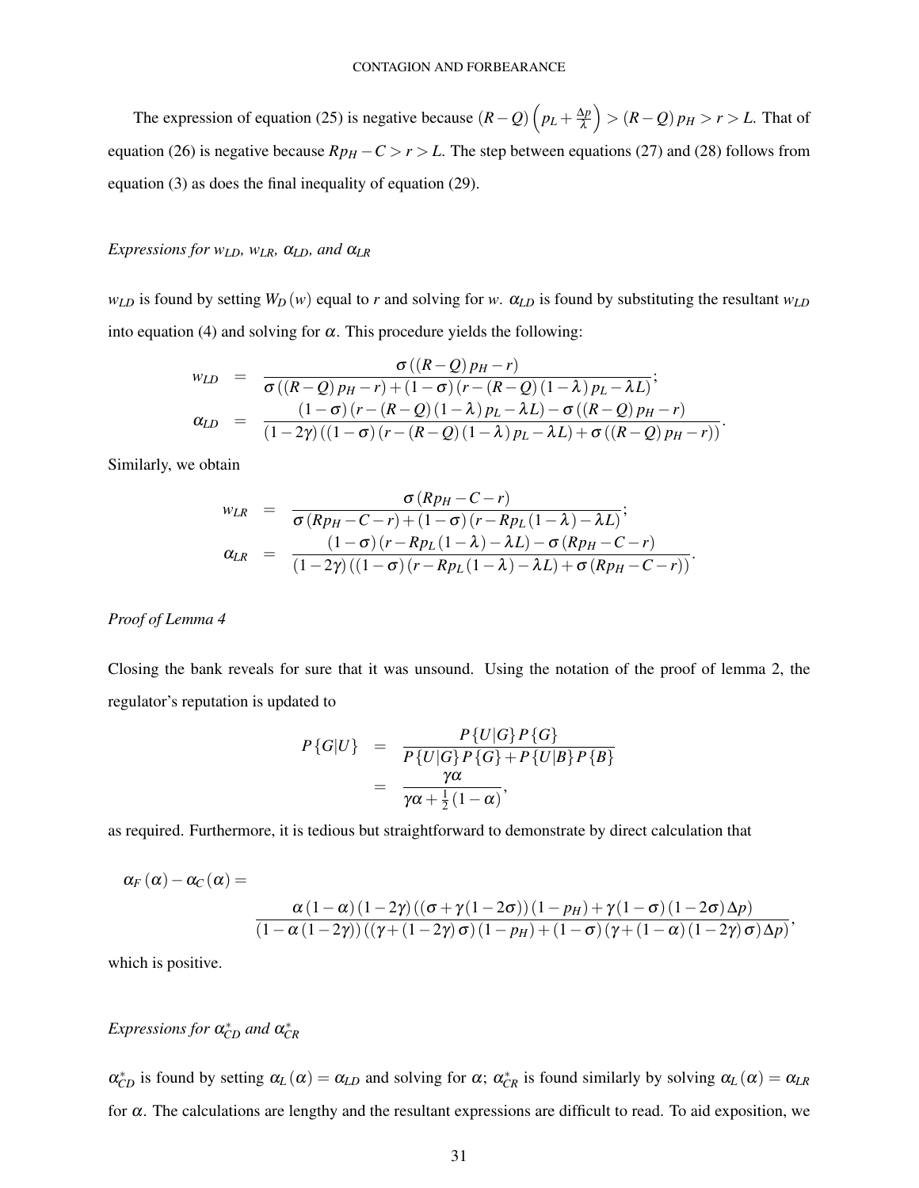The expression of equation (25) is negative because $(R-Q)\left(p_L + \frac{\Delta p}{\lambda}\right) > (R-Q)p_H > r > L$. That of equation (26) is negative because $Rp_H - C > r > L$. The step between equations (27) and (28) follows from equation (3) as does the final inequality of equation (29).

*Expressions for $w_{LD}$, $w_{LR}$, $\alpha_{LD}$, and $\alpha_{LR}$*

$w_{LD}$ is found by setting $W_D(w)$ equal to $r$ and solving for $w$. $\alpha_{LD}$ is found by substituting the resultant $w_{LD}$ into equation (4) and solving for $\alpha$. This procedure yields the following:

$$
\begin{aligned}
w_{LD} &= \frac{\sigma\left((R-Q)p_H - r\right)}{\sigma\left((R-Q)p_H - r\right) + (1-\sigma)\left(r - (R-Q)(1-\lambda)p_L - \lambda L\right)}; \\
\alpha_{LD} &= \frac{(1-\sigma)\left(r-(R-Q)(1-\lambda)p_L - \lambda L\right) - \sigma\left((R-Q)p_H - r\right)}{(1-2\gamma)\left((1-\sigma)\left(r-(R-Q)(1-\lambda)p_L - \lambda L\right) + \sigma\left((R-Q)p_H - r\right)\right)}.
\end{aligned}
$$

Similarly, we obtain

$$
\begin{aligned}
w_{LR} &= \frac{\sigma\left(Rp_H - C - r\right)}{\sigma\left(Rp_H - C - r\right) + (1-\sigma)\left(r - Rp_L(1-\lambda) - \lambda L\right)}; \\
\alpha_{LR} &= \frac{(1-\sigma)\left(r - Rp_L(1-\lambda) - \lambda L\right) - \sigma\left(Rp_H - C - r\right)}{(1-2\gamma)\left((1-\sigma)\left(r - Rp_L(1-\lambda) - \lambda L\right) + \sigma\left(Rp_H - C - r\right)\right)}.
\end{aligned}
$$

*Proof of Lemma 4*

Closing the bank reveals for sure that it was unsound. Using the notation of the proof of lemma 2, the regulator's reputation is updated to

$$
\begin{aligned}
P\{G|U\} &= \frac{P\{U|G\}P\{G\}}{P\{U|G\}P\{G\} + P\{U|B\}P\{B\}} \\
&= \frac{\gamma\alpha}{\gamma\alpha + \frac{1}{2}(1-\alpha)},
\end{aligned}
$$

as required. Furthermore, it is tedious but straightforward to demonstrate by direct calculation that

$$
\alpha_F(\alpha) - \alpha_C(\alpha) = \frac{\alpha(1-\alpha)(1-2\gamma)\left((\sigma + \gamma(1-2\sigma))(1-p_H) + \gamma(1-\sigma)(1-2\sigma)\Delta p\right)}{(1-\alpha(1-2\gamma))\left((\gamma + (1-2\gamma)\sigma)(1-p_H) + (1-\sigma)(\gamma + (1-\alpha)(1-2\gamma)\sigma)\Delta p\right)},
$$

which is positive.

*Expressions for $\alpha^*_{CD}$ and $\alpha^*_{CR}$*

$\alpha^*_{CD}$ is found by setting $\alpha_L(\alpha) = \alpha_{LD}$ and solving for $\alpha$; $\alpha^*_{CR}$ is found similarly by solving $\alpha_L(\alpha) = \alpha_{LR}$ for $\alpha$. The calculations are lengthy and the resultant expressions are difficult to read. To aid exposition, we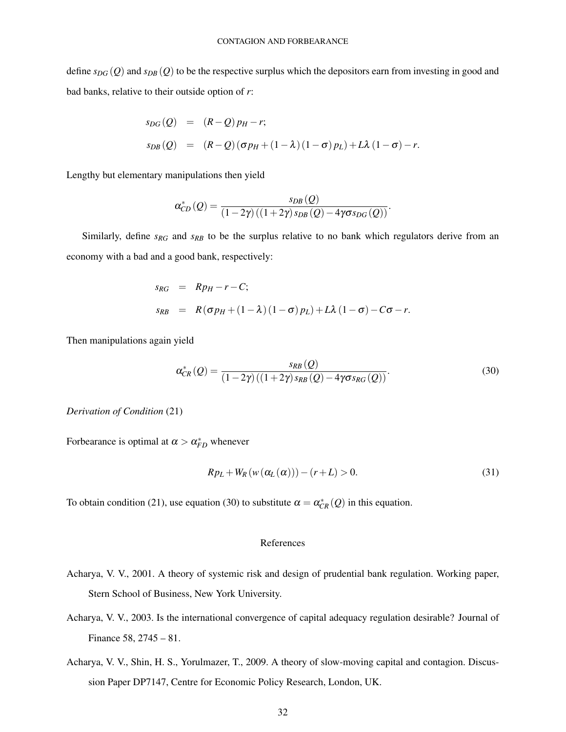define $s_{DG}(Q)$ and $s_{DB}(Q)$ to be the respective surplus which the depositors earn from investing in good and bad banks, relative to their outside option of $r$:

$$
\begin{aligned}
s_{DG}(Q) &= (R-Q)\,p_H - r; \\
s_{DB}(Q) &= (R-Q)\left(\sigma p_H + (1-\lambda)(1-\sigma)\,p_L\right) + L\lambda(1-\sigma) - r.
\end{aligned}
$$

Lengthy but elementary manipulations then yield

$$
\alpha^*_{CD}(Q) = \frac{s_{DB}(Q)}{(1-2\gamma)\left((1+2\gamma)\,s_{DB}(Q) - 4\gamma\sigma s_{DG}(Q)\right)}.
$$

Similarly, define $s_{RG}$ and $s_{RB}$ to be the surplus relative to no bank which regulators derive from an economy with a bad and a good bank, respectively:

$$
\begin{aligned}
s_{RG} &= Rp_H - r - C; \\
s_{RB} &= R\left(\sigma p_H + (1-\lambda)(1-\sigma)\,p_L\right) + L\lambda(1-\sigma) - C\sigma - r.
\end{aligned}
$$

Then manipulations again yield

$$
\alpha^*_{CR}(Q) = \frac{s_{RB}(Q)}{(1-2\gamma)\left((1+2\gamma)\,s_{RB}(Q) - 4\gamma\sigma s_{RG}(Q)\right)}. \tag{30}
$$

*Derivation of Condition* (21)

Forbearance is optimal at $\alpha > \alpha^*_{FD}$ whenever

$$
Rp_L + W_R\left(w\left(\alpha_L(\alpha)\right)\right) - (r+L) > 0. \tag{31}
$$

To obtain condition (21), use equation (30) to substitute $\alpha = \alpha^*_{CR}(Q)$ in this equation.

## References

Acharya, V. V., 2001. A theory of systemic risk and design of prudential bank regulation. Working paper, Stern School of Business, New York University.

Acharya, V. V., 2003. Is the international convergence of capital adequacy regulation desirable? Journal of Finance 58, 2745 – 81.

Acharya, V. V., Shin, H. S., Yorulmazer, T., 2009. A theory of slow-moving capital and contagion. Discussion Paper DP7147, Centre for Economic Policy Research, London, UK.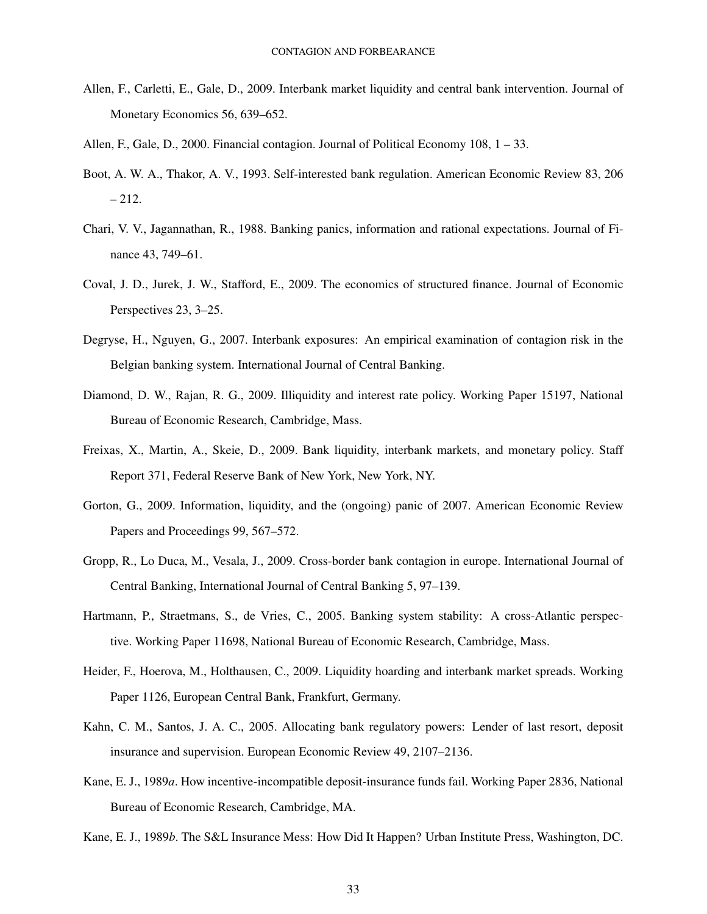Allen, F., Carletti, E., Gale, D., 2009. Interbank market liquidity and central bank intervention. Journal of Monetary Economics 56, 639–652.

Allen, F., Gale, D., 2000. Financial contagion. Journal of Political Economy 108, 1 – 33.

Boot, A. W. A., Thakor, A. V., 1993. Self-interested bank regulation. American Economic Review 83, 206 – 212.

Chari, V. V., Jagannathan, R., 1988. Banking panics, information and rational expectations. Journal of Finance 43, 749–61.

Coval, J. D., Jurek, J. W., Stafford, E., 2009. The economics of structured finance. Journal of Economic Perspectives 23, 3–25.

Degryse, H., Nguyen, G., 2007. Interbank exposures: An empirical examination of contagion risk in the Belgian banking system. International Journal of Central Banking.

Diamond, D. W., Rajan, R. G., 2009. Illiquidity and interest rate policy. Working Paper 15197, National Bureau of Economic Research, Cambridge, Mass.

Freixas, X., Martin, A., Skeie, D., 2009. Bank liquidity, interbank markets, and monetary policy. Staff Report 371, Federal Reserve Bank of New York, New York, NY.

Gorton, G., 2009. Information, liquidity, and the (ongoing) panic of 2007. American Economic Review Papers and Proceedings 99, 567–572.

Gropp, R., Lo Duca, M., Vesala, J., 2009. Cross-border bank contagion in europe. International Journal of Central Banking, International Journal of Central Banking 5, 97–139.

Hartmann, P., Straetmans, S., de Vries, C., 2005. Banking system stability: A cross-Atlantic perspective. Working Paper 11698, National Bureau of Economic Research, Cambridge, Mass.

Heider, F., Hoerova, M., Holthausen, C., 2009. Liquidity hoarding and interbank market spreads. Working Paper 1126, European Central Bank, Frankfurt, Germany.

Kahn, C. M., Santos, J. A. C., 2005. Allocating bank regulatory powers: Lender of last resort, deposit insurance and supervision. European Economic Review 49, 2107–2136.

Kane, E. J., 1989*a*. How incentive-incompatible deposit-insurance funds fail. Working Paper 2836, National Bureau of Economic Research, Cambridge, MA.

Kane, E. J., 1989*b*. The S&L Insurance Mess: How Did It Happen? Urban Institute Press, Washington, DC.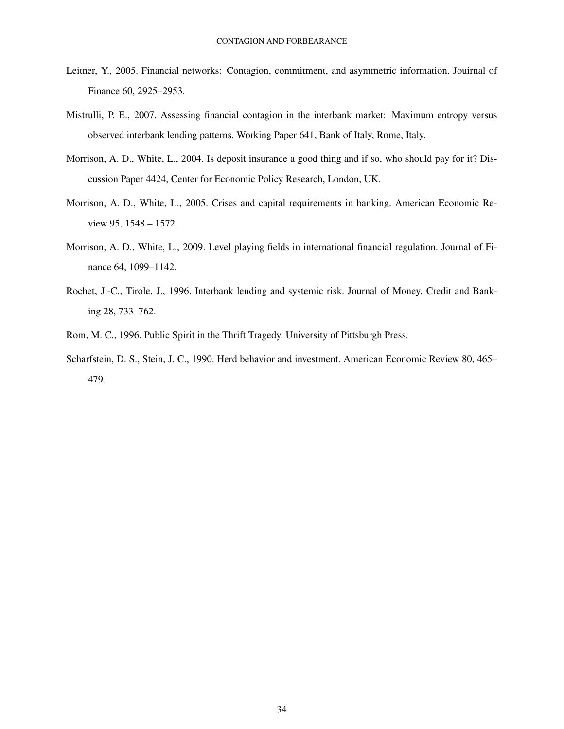Leitner, Y., 2005. Financial networks: Contagion, commitment, and asymmetric information. Jouirnal of Finance 60, 2925–2953.

Mistrulli, P. E., 2007. Assessing financial contagion in the interbank market: Maximum entropy versus observed interbank lending patterns. Working Paper 641, Bank of Italy, Rome, Italy.

Morrison, A. D., White, L., 2004. Is deposit insurance a good thing and if so, who should pay for it? Discussion Paper 4424, Center for Economic Policy Research, London, UK.

Morrison, A. D., White, L., 2005. Crises and capital requirements in banking. American Economic Review 95, 1548 – 1572.

Morrison, A. D., White, L., 2009. Level playing fields in international financial regulation. Journal of Finance 64, 1099–1142.

Rochet, J.-C., Tirole, J., 1996. Interbank lending and systemic risk. Journal of Money, Credit and Banking 28, 733–762.

Rom, M. C., 1996. Public Spirit in the Thrift Tragedy. University of Pittsburgh Press.

Scharfstein, D. S., Stein, J. C., 1990. Herd behavior and investment. American Economic Review 80, 465–479.